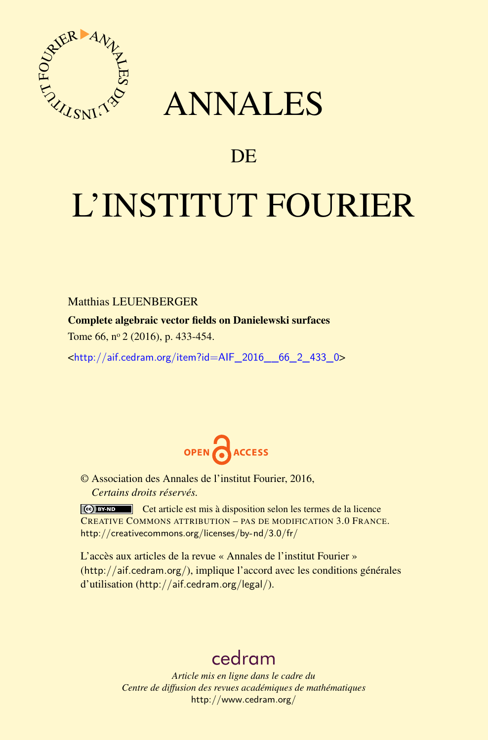# ANNALES

## DE

# L'INSTITUT FOURIER

Matthias LEUENBERGER

**Complete algebraic vector fields on Danielewski surfaces**

Tome 66, nº 2 (2016), p. 433-454.

<http://aif.cedram.org/item?id=AIF_2016__66_2_433_0>

OPEN ACCESS

© Association des Annales de l'institut Fourier, 2016,
*Certains droits réservés.*

Cet article est mis à disposition selon les termes de la licence CREATIVE COMMONS ATTRIBUTION – PAS DE MODIFICATION 3.0 FRANCE.
http://creativecommons.org/licenses/by-nd/3.0/fr/

L'accès aux articles de la revue « Annales de l'institut Fourier » (http://aif.cedram.org/), implique l'accord avec les conditions générales d'utilisation (http://aif.cedram.org/legal/).

cedram

*Article mis en ligne dans le cadre du*
*Centre de diffusion des revues académiques de mathématiques*
http://www.cedram.org/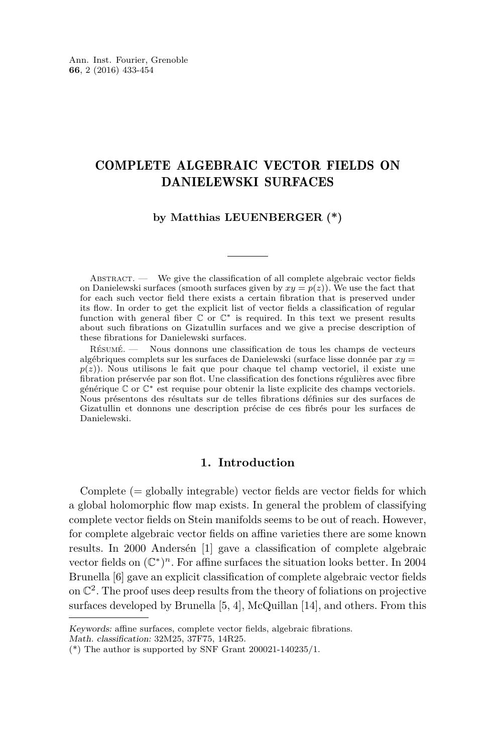# COMPLETE ALGEBRAIC VECTOR FIELDS ON DANIELEWSKI SURFACES

**by Matthias LEUENBERGER (*)**

Abstract. — We give the classification of all complete algebraic vector fields on Danielewski surfaces (smooth surfaces given by $xy = p(z)$). We use the fact that for each such vector field there exists a certain fibration that is preserved under its flow. In order to get the explicit list of vector fields a classification of regular function with general fiber $\mathbb{C}$ or $\mathbb{C}^*$ is required. In this text we present results about such fibrations on Gizatullin surfaces and we give a precise description of these fibrations for Danielewski surfaces.

Résumé. — Nous donnons une classification de tous les champs de vecteurs algébriques complets sur les surfaces de Danielewski (surface lisse donnée par $xy = p(z)$). Nous utilisons le fait que pour chaque tel champ vectoriel, il existe une fibration préservée par son flot. Une classification des fonctions régulières avec fibre générique $\mathbb{C}$ or $\mathbb{C}^*$ est requise pour obtenir la liste explicite des champs vectoriels. Nous présentons des résultats sur de telles fibrations définies sur des surfaces de Gizatullin et donnons une description précise de ces fibrés pour les surfaces de Danielewski.

## 1. Introduction

Complete (= globally integrable) vector fields are vector fields for which a global holomorphic flow map exists. In general the problem of classifying complete vector fields on Stein manifolds seems to be out of reach. However, for complete algebraic vector fields on affine varieties there are some known results. In 2000 Andersén [1] gave a classification of complete algebraic vector fields on $(\mathbb{C}^*)^n$. For affine surfaces the situation looks better. In 2004 Brunella [6] gave an explicit classification of complete algebraic vector fields on $\mathbb{C}^2$. The proof uses deep results from the theory of foliations on projective surfaces developed by Brunella [5, 4], McQuillan [14], and others. From this

*Keywords:* affine surfaces, complete vector fields, algebraic fibrations.
*Math. classification:* 32M25, 37F75, 14R25.
(*) The author is supported by SNF Grant 200021-140235/1.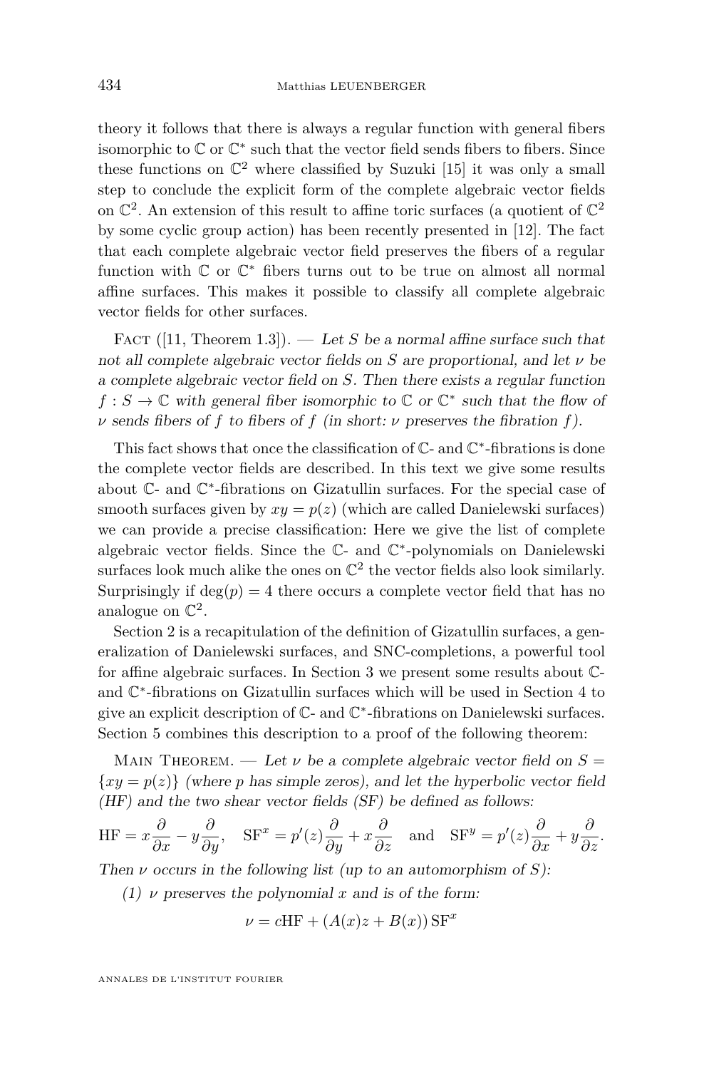theory it follows that there is always a regular function with general fibers isomorphic to $\mathbb{C}$ or $\mathbb{C}^*$ such that the vector field sends fibers to fibers. Since these functions on $\mathbb{C}^2$ where classified by Suzuki [15] it was only a small step to conclude the explicit form of the complete algebraic vector fields on $\mathbb{C}^2$. An extension of this result to affine toric surfaces (a quotient of $\mathbb{C}^2$ by some cyclic group action) has been recently presented in [12]. The fact that each complete algebraic vector field preserves the fibers of a regular function with $\mathbb{C}$ or $\mathbb{C}^*$ fibers turns out to be true on almost all normal affine surfaces. This makes it possible to classify all complete algebraic vector fields for other surfaces.

Fact ([11, Theorem 1.3]). — *Let $S$ be a normal affine surface such that not all complete algebraic vector fields on $S$ are proportional, and let $\nu$ be a complete algebraic vector field on $S$. Then there exists a regular function $f : S \to \mathbb{C}$ with general fiber isomorphic to $\mathbb{C}$ or $\mathbb{C}^*$ such that the flow of $\nu$ sends fibers of $f$ to fibers of $f$ (in short: $\nu$ preserves the fibration $f$).*

This fact shows that once the classification of $\mathbb{C}$- and $\mathbb{C}^*$-fibrations is done the complete vector fields are described. In this text we give some results about $\mathbb{C}$- and $\mathbb{C}^*$-fibrations on Gizatullin surfaces. For the special case of smooth surfaces given by $xy = p(z)$ (which are called Danielewski surfaces) we can provide a precise classification: Here we give the list of complete algebraic vector fields. Since the $\mathbb{C}$- and $\mathbb{C}^*$-polynomials on Danielewski surfaces look much alike the ones on $\mathbb{C}^2$ the vector fields also look similarly. Surprisingly if $\deg(p) = 4$ there occurs a complete vector field that has no analogue on $\mathbb{C}^2$.

Section 2 is a recapitulation of the definition of Gizatullin surfaces, a generalization of Danielewski surfaces, and SNC-completions, a powerful tool for affine algebraic surfaces. In Section 3 we present some results about $\mathbb{C}$- and $\mathbb{C}^*$-fibrations on Gizatullin surfaces which will be used in Section 4 to give an explicit description of $\mathbb{C}$- and $\mathbb{C}^*$-fibrations on Danielewski surfaces. Section 5 combines this description to a proof of the following theorem:

Main Theorem. — *Let $\nu$ be a complete algebraic vector field on $S = \{xy = p(z)\}$ (where $p$ has simple zeros), and let the hyperbolic vector field (HF) and the two shear vector fields (SF) be defined as follows:*

$$\mathrm{HF} = x\frac{\partial}{\partial x} - y\frac{\partial}{\partial y}, \quad \mathrm{SF}^x = p'(z)\frac{\partial}{\partial y} + x\frac{\partial}{\partial z} \quad \text{and} \quad \mathrm{SF}^y = p'(z)\frac{\partial}{\partial x} + y\frac{\partial}{\partial z}.$$

*Then $\nu$ occurs in the following list (up to an automorphism of $S$):*

*(1) $\nu$ preserves the polynomial $x$ and is of the form:*

$$\nu = c\mathrm{HF} + (A(x)z + B(x))\,\mathrm{SF}^x$$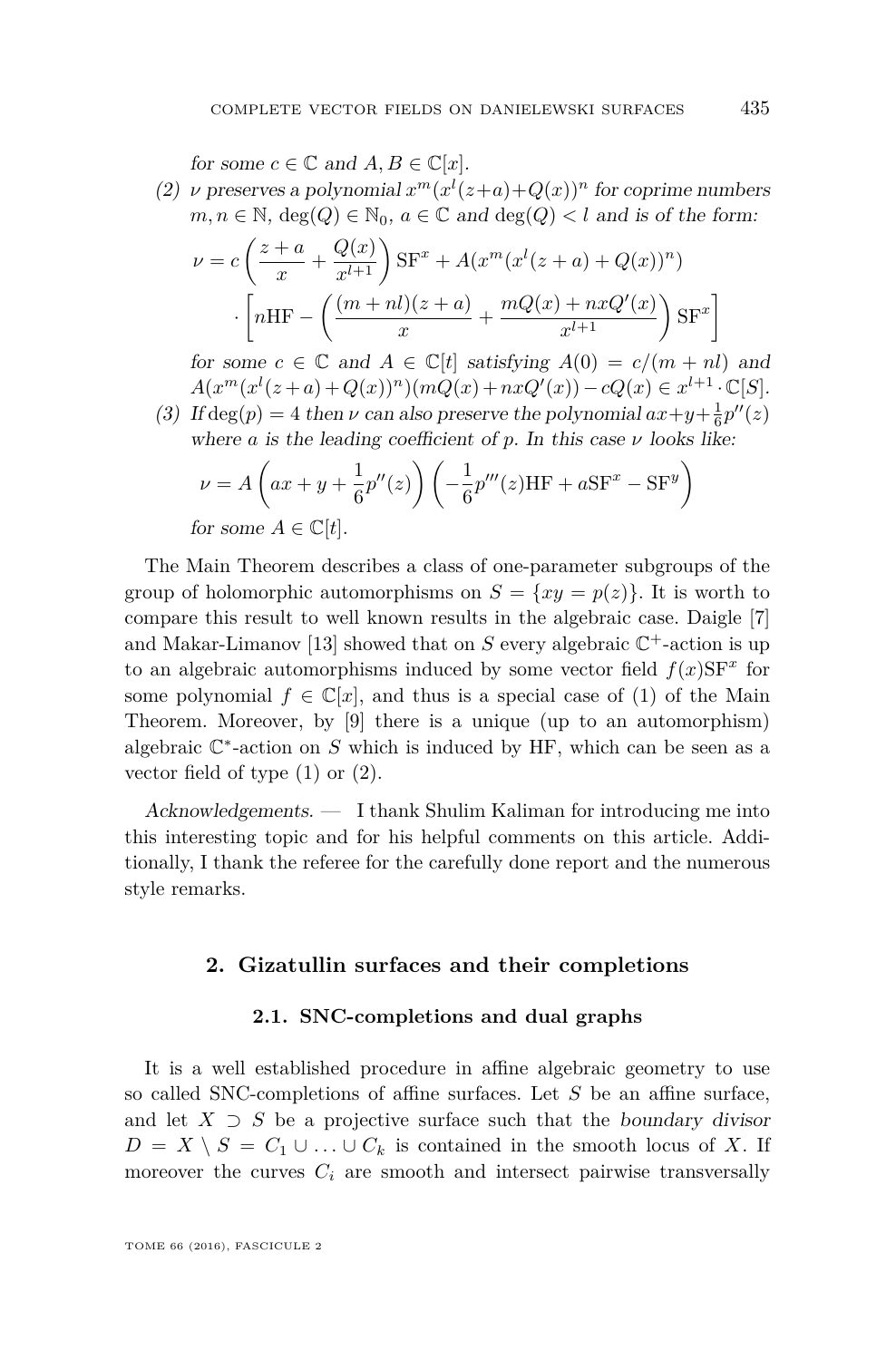for some $c \in \mathbb{C}$ and $A, B \in \mathbb{C}[x]$.

(2) $\nu$ preserves a polynomial $x^m(x^l(z+a)+Q(x))^n$ for coprime numbers $m, n \in \mathbb{N}$, $\deg(Q) \in \mathbb{N}_0$, $a \in \mathbb{C}$ and $\deg(Q) < l$ and is of the form:

$$\nu = c\left(\frac{z+a}{x} + \frac{Q(x)}{x^{l+1}}\right)\mathrm{SF}^x + A(x^m(x^l(z+a)+Q(x))^n) \cdot \left[n\mathrm{HF} - \left(\frac{(m+nl)(z+a)}{x} + \frac{mQ(x)+nxQ'(x)}{x^{l+1}}\right)\mathrm{SF}^x\right]$$

for some $c \in \mathbb{C}$ and $A \in \mathbb{C}[t]$ satisfying $A(0) = c/(m+nl)$ and $A(x^m(x^l(z+a)+Q(x))^n)(mQ(x)+nxQ'(x)) - cQ(x) \in x^{l+1} \cdot \mathbb{C}[S]$.

(3) If $\deg(p) = 4$ then $\nu$ can also preserve the polynomial $ax+y+\frac{1}{6}p''(z)$ where $a$ is the leading coefficient of $p$. In this case $\nu$ looks like:

$$\nu = A\left(ax+y+\frac{1}{6}p''(z)\right)\left(-\frac{1}{6}p'''(z)\mathrm{HF} + a\mathrm{SF}^x - \mathrm{SF}^y\right)$$

for some $A \in \mathbb{C}[t]$.

The Main Theorem describes a class of one-parameter subgroups of the group of holomorphic automorphisms on $S = \{xy = p(z)\}$. It is worth to compare this result to well known results in the algebraic case. Daigle [7] and Makar-Limanov [13] showed that on $S$ every algebraic $\mathbb{C}^+$-action is up to an algebraic automorphisms induced by some vector field $f(x)\mathrm{SF}^x$ for some polynomial $f \in \mathbb{C}[x]$, and thus is a special case of (1) of the Main Theorem. Moreover, by [9] there is a unique (up to an automorphism) algebraic $\mathbb{C}^*$-action on $S$ which is induced by HF, which can be seen as a vector field of type (1) or (2).

*Acknowledgements.* — I thank Shulim Kaliman for introducing me into this interesting topic and for his helpful comments on this article. Additionally, I thank the referee for the carefully done report and the numerous style remarks.

## 2. Gizatullin surfaces and their completions

### 2.1. SNC-completions and dual graphs

It is a well established procedure in affine algebraic geometry to use so called SNC-completions of affine surfaces. Let $S$ be an affine surface, and let $X \supset S$ be a projective surface such that the *boundary divisor* $D = X \setminus S = C_1 \cup \ldots \cup C_k$ is contained in the smooth locus of $X$. If moreover the curves $C_i$ are smooth and intersect pairwise transversally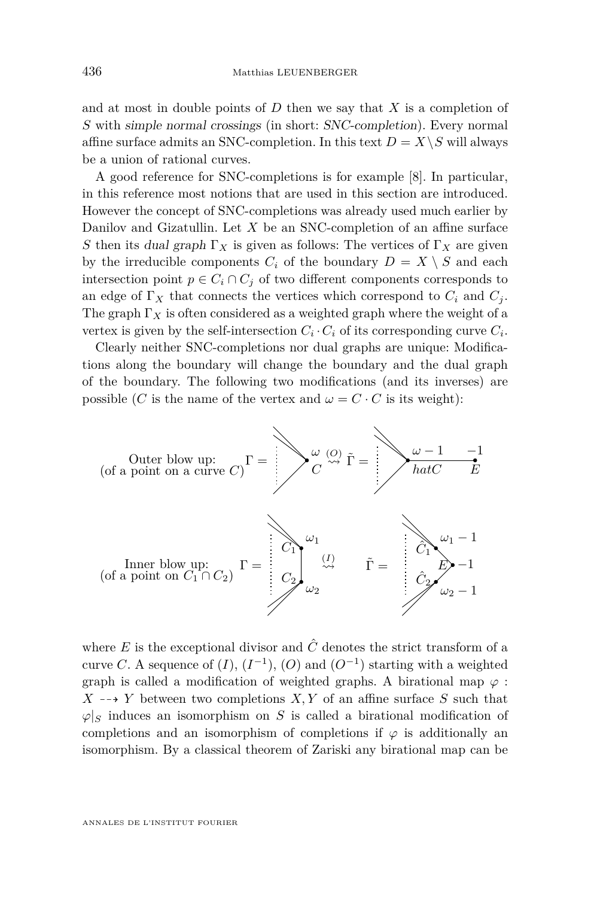and at most in double points of $D$ then we say that $X$ is a completion of $S$ with *simple normal crossings* (in short: *SNC-completion*). Every normal affine surface admits an SNC-completion. In this text $D = X \setminus S$ will always be a union of rational curves.

A good reference for SNC-completions is for example [8]. In particular, in this reference most notions that are used in this section are introduced. However the concept of SNC-completions was already used much earlier by Danilov and Gizatullin. Let $X$ be an SNC-completion of an affine surface $S$ then its *dual graph* $\Gamma_X$ is given as follows: The vertices of $\Gamma_X$ are given by the irreducible components $C_i$ of the boundary $D = X \setminus S$ and each intersection point $p \in C_i \cap C_j$ of two different components corresponds to an edge of $\Gamma_X$ that connects the vertices which correspond to $C_i$ and $C_j$. The graph $\Gamma_X$ is often considered as a weighted graph where the weight of a vertex is given by the self-intersection $C_i \cdot C_i$ of its corresponding curve $C_i$.

Clearly neither SNC-completions nor dual graphs are unique: Modifications along the boundary will change the boundary and the dual graph of the boundary. The following two modifications (and its inverses) are possible ($C$ is the name of the vertex and $\omega = C \cdot C$ is its weight):

Outer blow up: (of a point on a curve $C$) $\Gamma =$ [vertex $C$ with weight $\omega$] $\overset{(O)}{\rightsquigarrow}$ $\tilde{\Gamma} =$ [vertex $hatC$ with weight $\omega - 1$ connected to vertex $E$ with weight $-1$]

Inner blow up: (of a point on $C_1 \cap C_2$) $\Gamma =$ [vertices $C_1$, $C_2$ with weights $\omega_1$, $\omega_2$, connected] $\overset{(I)}{\rightsquigarrow}$ $\tilde{\Gamma} =$ [vertices $\hat{C}_1$, $E$, $\hat{C}_2$ with weights $\omega_1 - 1$, $-1$, $\omega_2 - 1$]

where $E$ is the exceptional divisor and $\hat{C}$ denotes the strict transform of a curve $C$. A sequence of $(I)$, $(I^{-1})$, $(O)$ and $(O^{-1})$ starting with a weighted graph is called a modification of weighted graphs. A birational map $\varphi : X \dashrightarrow Y$ between two completions $X, Y$ of an affine surface $S$ such that $\varphi|_S$ induces an isomorphism on $S$ is called a birational modification of completions and an isomorphism of completions if $\varphi$ is additionally an isomorphism. By a classical theorem of Zariski any birational map can be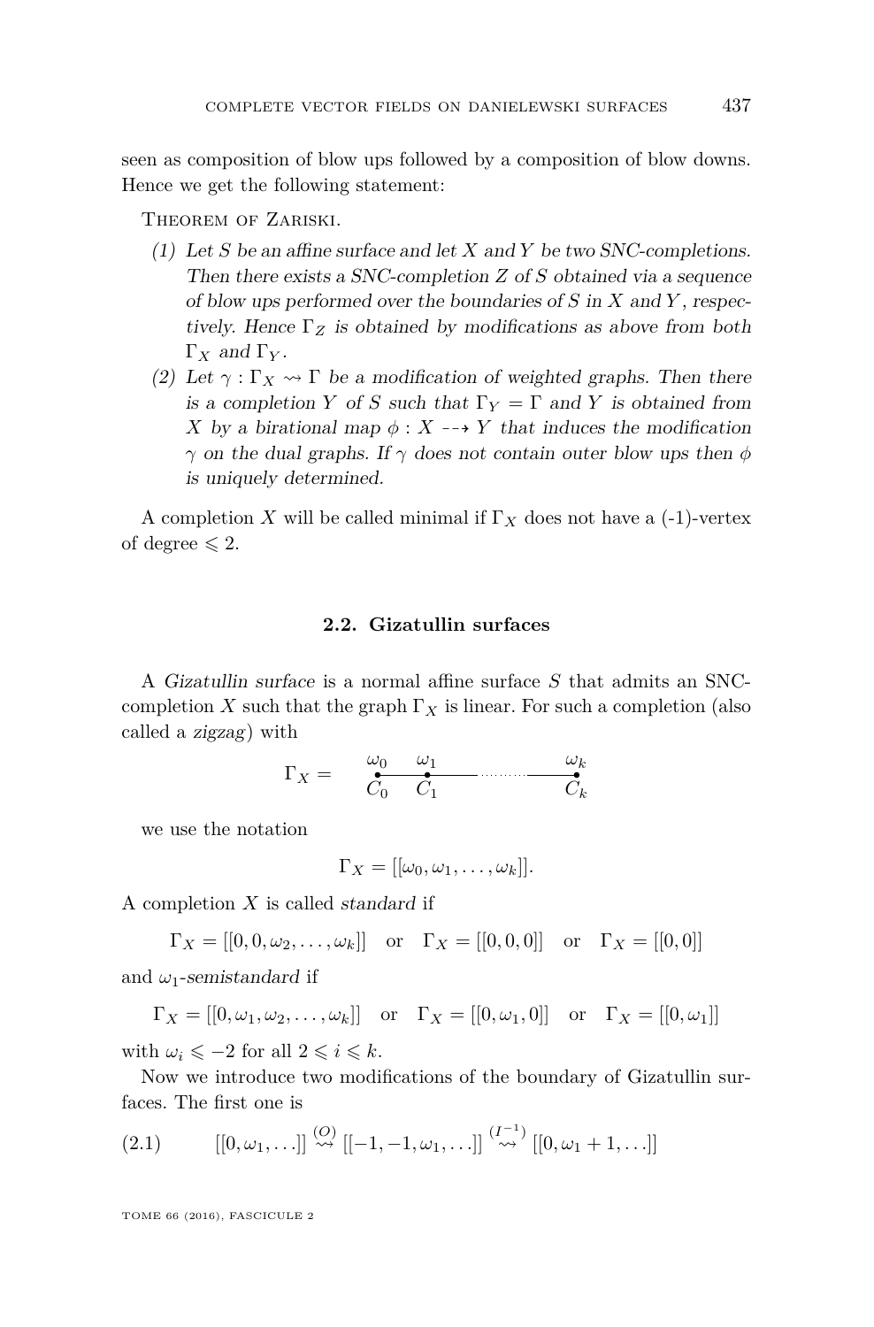seen as composition of blow ups followed by a composition of blow downs. Hence we get the following statement:

Theorem of Zariski.

*(1) Let $S$ be an affine surface and let $X$ and $Y$ be two SNC-completions. Then there exists a SNC-completion $Z$ of $S$ obtained via a sequence of blow ups performed over the boundaries of $S$ in $X$ and $Y$, respectively. Hence $\Gamma_Z$ is obtained by modifications as above from both $\Gamma_X$ and $\Gamma_Y$.*

*(2) Let $\gamma : \Gamma_X \rightsquigarrow \Gamma$ be a modification of weighted graphs. Then there is a completion $Y$ of $S$ such that $\Gamma_Y = \Gamma$ and $Y$ is obtained from $X$ by a birational map $\phi : X \dashrightarrow Y$ that induces the modification $\gamma$ on the dual graphs. If $\gamma$ does not contain outer blow ups then $\phi$ is uniquely determined.*

A completion $X$ will be called minimal if $\Gamma_X$ does not have a (-1)-vertex of degree $\leqslant 2$.

### 2.2. Gizatullin surfaces

A *Gizatullin surface* is a normal affine surface $S$ that admits an SNC-completion $X$ such that the graph $\Gamma_X$ is linear. For such a completion (also called a *zigzag*) with

$$\Gamma_X = \quad \overset{\omega_0}{\underset{C_0}{\bullet}} \!\!-\!\!\!-\!\!\!-\!\! \overset{\omega_1}{\underset{C_1}{\bullet}} \!\!-\!\!\!-\!\!\!-\!\!\!-\!\! \cdots\cdots \!\!-\!\!\!-\!\!\!-\!\!\!-\!\! \overset{\omega_k}{\underset{C_k}{\bullet}}$$

we use the notation

$$\Gamma_X = [[\omega_0, \omega_1, \ldots, \omega_k]].$$

A completion $X$ is called *standard* if

$$\Gamma_X = [[0, 0, \omega_2, \ldots, \omega_k]] \quad \text{or} \quad \Gamma_X = [[0, 0, 0]] \quad \text{or} \quad \Gamma_X = [[0, 0]]$$

and $\omega_1$-*semistandard* if

$$\Gamma_X = [[0, \omega_1, \omega_2, \ldots, \omega_k]] \quad \text{or} \quad \Gamma_X = [[0, \omega_1, 0]] \quad \text{or} \quad \Gamma_X = [[0, \omega_1]]$$

with $\omega_i \leqslant -2$ for all $2 \leqslant i \leqslant k$.

Now we introduce two modifications of the boundary of Gizatullin surfaces. The first one is

$$[[0, \omega_1, \ldots]] \overset{(O)}{\rightsquigarrow} [[-1, -1, \omega_1, \ldots]] \overset{(I^{-1})}{\rightsquigarrow} [[0, \omega_1 + 1, \ldots]] \tag{2.1}$$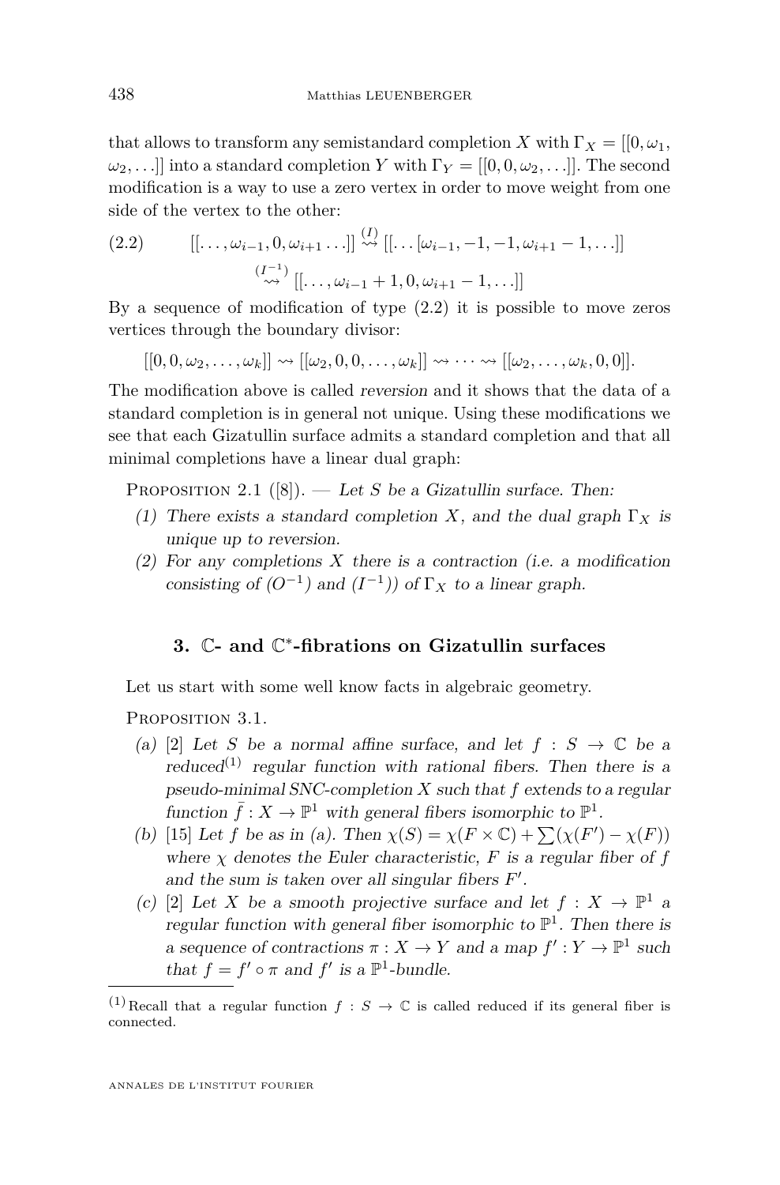that allows to transform any semistandard completion $X$ with $\Gamma_X = [[0, \omega_1, \omega_2, \ldots]]$ into a standard completion $Y$ with $\Gamma_Y = [[0, 0, \omega_2, \ldots]]$. The second modification is a way to use a zero vertex in order to move weight from one side of the vertex to the other:

$$
\begin{aligned}
(2.2) \qquad [[\ldots, \omega_{i-1}, 0, \omega_{i+1} \ldots]] &\overset{(I)}{\rightsquigarrow} [[\ldots [\omega_{i-1}, -1, -1, \omega_{i+1} - 1, \ldots]] \\
&\overset{(I^{-1})}{\rightsquigarrow} [[\ldots, \omega_{i-1} + 1, 0, \omega_{i+1} - 1, \ldots]]
\end{aligned}
$$

By a sequence of modification of type (2.2) it is possible to move zeros vertices through the boundary divisor:

$$
[[0, 0, \omega_2, \ldots, \omega_k]] \rightsquigarrow [[\omega_2, 0, 0, \ldots, \omega_k]] \rightsquigarrow \cdots \rightsquigarrow [[\omega_2, \ldots, \omega_k, 0, 0]].
$$

The modification above is called *reversion* and it shows that the data of a standard completion is in general not unique. Using these modifications we see that each Gizatullin surface admits a standard completion and that all minimal completions have a linear dual graph:

Proposition 2.1 ([8]). — *Let $S$ be a Gizatullin surface. Then:*

1. *There exists a standard completion $X$, and the dual graph $\Gamma_X$ is unique up to reversion.*
2. *For any completions $X$ there is a contraction (i.e. a modification consisting of $(O^{-1})$ and $(I^{-1})$) of $\Gamma_X$ to a linear graph.*

## 3. $\mathbb{C}$- and $\mathbb{C}^*$-fibrations on Gizatullin surfaces

Let us start with some well know facts in algebraic geometry.

Proposition 3.1.

(a) [2] *Let $S$ be a normal affine surface, and let $f : S \to \mathbb{C}$ be a reduced*[1] *regular function with rational fibers. Then there is a pseudo-minimal SNC-completion $X$ such that $f$ extends to a regular function $\bar{f} : X \to \mathbb{P}^1$ with general fibers isomorphic to $\mathbb{P}^1$.*

(b) [15] *Let $f$ be as in (a). Then $\chi(S) = \chi(F \times \mathbb{C}) + \sum(\chi(F') - \chi(F))$ where $\chi$ denotes the Euler characteristic, $F$ is a regular fiber of $f$ and the sum is taken over all singular fibers $F'$.*

(c) [2] *Let $X$ be a smooth projective surface and let $f : X \to \mathbb{P}^1$ a regular function with general fiber isomorphic to $\mathbb{P}^1$. Then there is a sequence of contractions $\pi : X \to Y$ and a map $f' : Y \to \mathbb{P}^1$ such that $f = f' \circ \pi$ and $f'$ is a $\mathbb{P}^1$-bundle.*

[1] Recall that a regular function $f : S \to \mathbb{C}$ is called reduced if its general fiber is connected.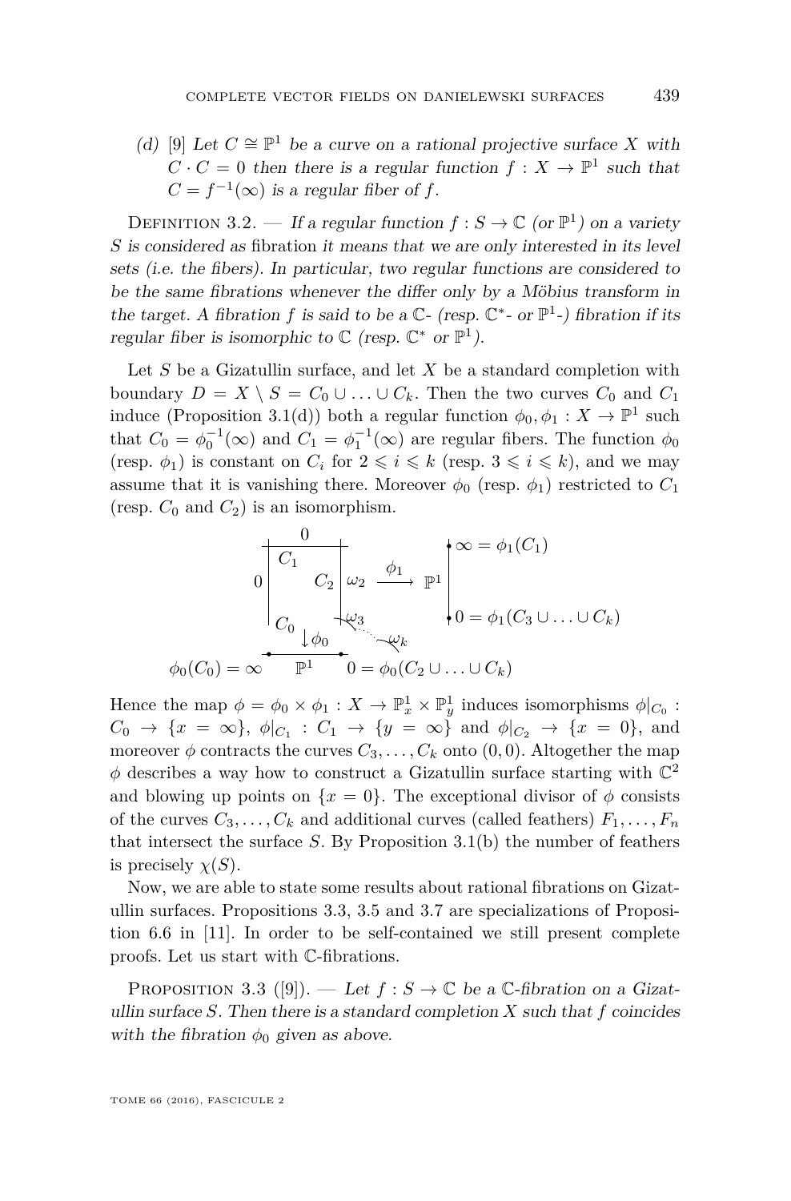(d) [9] *Let $C \cong \mathbb{P}^1$ be a curve on a rational projective surface $X$ with $C \cdot C = 0$ then there is a regular function $f : X \to \mathbb{P}^1$ such that $C = f^{-1}(\infty)$ is a regular fiber of $f$.*

Definition 3.2. — *If a regular function $f : S \to \mathbb{C}$ (or $\mathbb{P}^1$) on a variety $S$ is considered as* fibration *it means that we are only interested in its level sets (i.e. the fibers). In particular, two regular functions are considered to be the same fibrations whenever the differ only by a Möbius transform in the target. A fibration $f$ is said to be a $\mathbb{C}$- (resp. $\mathbb{C}^*$- or $\mathbb{P}^1$-) fibration if its regular fiber is isomorphic to $\mathbb{C}$ (resp. $\mathbb{C}^*$ or $\mathbb{P}^1$).*

Let $S$ be a Gizatullin surface, and let $X$ be a standard completion with boundary $D = X \setminus S = C_0 \cup \ldots \cup C_k$. Then the two curves $C_0$ and $C_1$ induce (Proposition 3.1(d)) both a regular function $\phi_0, \phi_1 : X \to \mathbb{P}^1$ such that $C_0 = \phi_0^{-1}(\infty)$ and $C_1 = \phi_1^{-1}(\infty)$ are regular fibers. The function $\phi_0$ (resp. $\phi_1$) is constant on $C_i$ for $2 \leqslant i \leqslant k$ (resp. $3 \leqslant i \leqslant k$), and we may assume that it is vanishing there. Moreover $\phi_0$ (resp. $\phi_1$) restricted to $C_1$ (resp. $C_0$ and $C_2$) is an isomorphism.

[Diagram: square with sides $C_1$ (top, labelled $0$), $C_0$ (left, labelled $0$), $C_2$ (right, labelled $\omega_2$), with chain $\omega_3, \ldots, \omega_k$; map $\phi_1$ to $\mathbb{P}^1$ with $\infty = \phi_1(C_1)$ and $0 = \phi_1(C_3 \cup \ldots \cup C_k)$; map $\downarrow \phi_0$ to $\mathbb{P}^1$ with $\phi_0(C_0) = \infty$ and $0 = \phi_0(C_2 \cup \ldots \cup C_k)$.]

Hence the map $\phi = \phi_0 \times \phi_1 : X \to \mathbb{P}^1_x \times \mathbb{P}^1_y$ induces isomorphisms $\phi|_{C_0} : C_0 \to \{x = \infty\}$, $\phi|_{C_1} : C_1 \to \{y = \infty\}$ and $\phi|_{C_2} \to \{x = 0\}$, and moreover $\phi$ contracts the curves $C_3, \ldots, C_k$ onto $(0, 0)$. Altogether the map $\phi$ describes a way how to construct a Gizatullin surface starting with $\mathbb{C}^2$ and blowing up points on $\{x = 0\}$. The exceptional divisor of $\phi$ consists of the curves $C_3, \ldots, C_k$ and additional curves (called feathers) $F_1, \ldots, F_n$ that intersect the surface $S$. By Proposition 3.1(b) the number of feathers is precisely $\chi(S)$.

Now, we are able to state some results about rational fibrations on Gizatullin surfaces. Propositions 3.3, 3.5 and 3.7 are specializations of Proposition 6.6 in [11]. In order to be self-contained we still present complete proofs. Let us start with $\mathbb{C}$-fibrations.

Proposition 3.3 ([9]). — *Let $f : S \to \mathbb{C}$ be a $\mathbb{C}$-fibration on a Gizatullin surface $S$. Then there is a standard completion $X$ such that $f$ coincides with the fibration $\phi_0$ given as above.*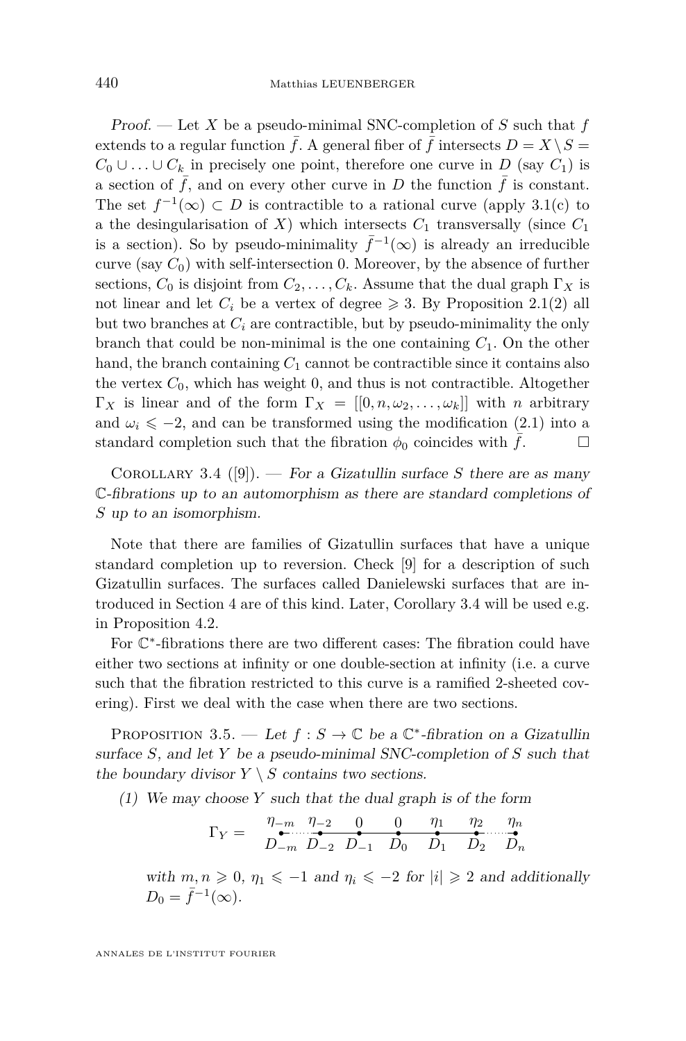*Proof.* — Let $X$ be a pseudo-minimal SNC-completion of $S$ such that $f$ extends to a regular function $\bar{f}$. A general fiber of $\bar{f}$ intersects $D = X \setminus S = C_0 \cup \ldots \cup C_k$ in precisely one point, therefore one curve in $D$ (say $C_1$) is a section of $\bar{f}$, and on every other curve in $D$ the function $\bar{f}$ is constant. The set $f^{-1}(\infty) \subset D$ is contractible to a rational curve (apply 3.1(c) to a the desingularisation of $X$) which intersects $C_1$ transversally (since $C_1$ is a section). So by pseudo-minimality $\bar{f}^{-1}(\infty)$ is already an irreducible curve (say $C_0$) with self-intersection 0. Moreover, by the absence of further sections, $C_0$ is disjoint from $C_2, \ldots, C_k$. Assume that the dual graph $\Gamma_X$ is not linear and let $C_i$ be a vertex of degree $\geqslant 3$. By Proposition 2.1(2) all but two branches at $C_i$ are contractible, but by pseudo-minimality the only branch that could be non-minimal is the one containing $C_1$. On the other hand, the branch containing $C_1$ cannot be contractible since it contains also the vertex $C_0$, which has weight 0, and thus is not contractible. Altogether $\Gamma_X$ is linear and of the form $\Gamma_X = [[0, n, \omega_2, \ldots, \omega_k]]$ with $n$ arbitrary and $\omega_i \leqslant -2$, and can be transformed using the modification (2.1) into a standard completion such that the fibration $\phi_0$ coincides with $\bar{f}$. □

Corollary 3.4 ([9]). — *For a Gizatullin surface $S$ there are as many $\mathbb{C}$-fibrations up to an automorphism as there are standard completions of $S$ up to an isomorphism.*

Note that there are families of Gizatullin surfaces that have a unique standard completion up to reversion. Check [9] for a description of such Gizatullin surfaces. The surfaces called Danielewski surfaces that are introduced in Section 4 are of this kind. Later, Corollary 3.4 will be used e.g. in Proposition 4.2.

For $\mathbb{C}^*$-fibrations there are two different cases: The fibration could have either two sections at infinity or one double-section at infinity (i.e. a curve such that the fibration restricted to this curve is a ramified 2-sheeted covering). First we deal with the case when there are two sections.

Proposition 3.5. — *Let $f : S \to \mathbb{C}$ be a $\mathbb{C}^*$-fibration on a Gizatullin surface $S$, and let $Y$ be a pseudo-minimal SNC-completion of $S$ such that the boundary divisor $Y \setminus S$ contains two sections.*

(1) *We may choose $Y$ such that the dual graph is of the form*

$$\Gamma_Y = \quad \underset{D_{-m}}{\overset{\eta_{-m}}{\bullet}} \cdots\cdots \underset{D_{-2}}{\overset{\eta_{-2}}{\bullet}} \text{———} \underset{D_{-1}}{\overset{0}{\bullet}} \text{———} \underset{D_0}{\overset{0}{\bullet}} \text{———} \underset{D_1}{\overset{\eta_1}{\bullet}} \text{———} \underset{D_2}{\overset{\eta_2}{\bullet}} \cdots\cdots \underset{D_n}{\overset{\eta_n}{\bullet}}$$

*with $m, n \geqslant 0$, $\eta_1 \leqslant -1$ and $\eta_i \leqslant -2$ for $|i| \geqslant 2$ and additionally $D_0 = \bar{f}^{-1}(\infty)$.*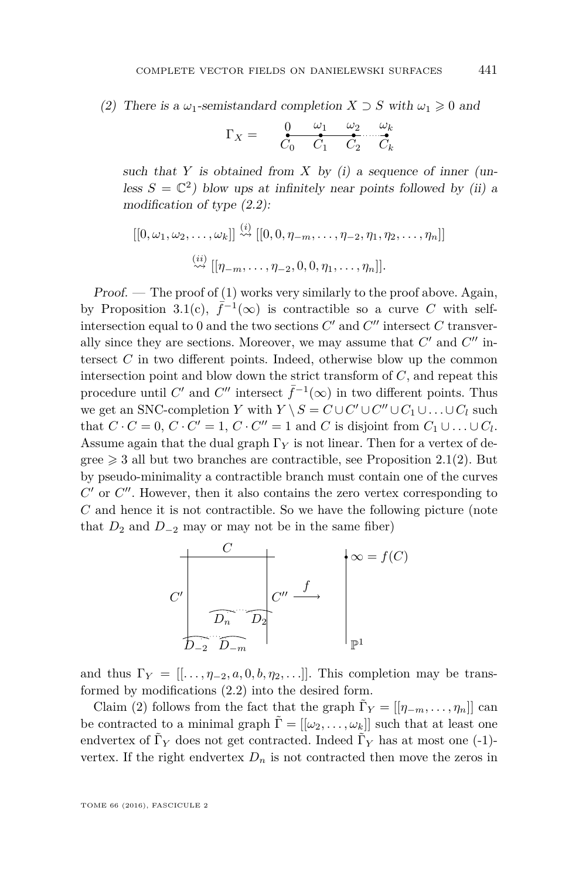(2) *There is a $\omega_1$-semistandard completion $X \supset S$ with $\omega_1 \geqslant 0$ and*

$$\Gamma_X = \quad \underset{C_0}{\overset{0}{\bullet}} \!\!-\!\!\!-\!\!\!-\!\! \underset{C_1}{\overset{\omega_1}{\bullet}} \!\!-\!\!\!-\!\!\!-\!\! \underset{C_2}{\overset{\omega_2}{\bullet}} \cdots\cdots \underset{C_k}{\overset{\omega_k}{\bullet}}$$

*such that $Y$ is obtained from $X$ by (i) a sequence of inner (unless $S = \mathbb{C}^2$) blow ups at infinitely near points followed by (ii) a modification of type (2.2):*

$$[[0, \omega_1, \omega_2, \ldots, \omega_k]] \overset{(i)}{\rightsquigarrow} [[0, 0, \eta_{-m}, \ldots, \eta_{-2}, \eta_1, \eta_2, \ldots, \eta_n]]$$

$$\overset{(ii)}{\rightsquigarrow} [[\eta_{-m}, \ldots, \eta_{-2}, 0, 0, \eta_1, \ldots, \eta_n]].$$

*Proof.* — The proof of (1) works very similarly to the proof above. Again, by Proposition 3.1(c), $\bar{f}^{-1}(\infty)$ is contractible so a curve $C$ with self-intersection equal to 0 and the two sections $C'$ and $C''$ intersect $C$ transverally since they are sections. Moreover, we may assume that $C'$ and $C''$ intersect $C$ in two different points. Indeed, otherwise blow up the common intersection point and blow down the strict transform of $C$, and repeat this procedure until $C'$ and $C''$ intersect $\bar{f}^{-1}(\infty)$ in two different points. Thus we get an SNC-completion $Y$ with $Y \setminus S = C \cup C' \cup C'' \cup C_1 \cup \ldots \cup C_l$ such that $C \cdot C = 0$, $C \cdot C' = 1$, $C \cdot C'' = 1$ and $C$ is disjoint from $C_1 \cup \ldots \cup C_l$. Assume again that the dual graph $\Gamma_Y$ is not linear. Then for a vertex of degree $\geqslant 3$ all but two branches are contractible, see Proposition 2.1(2). But by pseudo-minimality a contractible branch must contain one of the curves $C'$ or $C''$. However, then it also contains the zero vertex corresponding to $C$ and hence it is not contractible. So we have the following picture (note that $D_2$ and $D_{-2}$ may or may not be in the same fiber)

[Figure: curves $C$, $C'$, $C''$, $D_n, \ldots, D_2$, $D_{-2}, \ldots, D_{-m}$ with map $f$ to $\mathbb{P}^1$, $\infty = f(C)$]

and thus $\Gamma_Y = [[\ldots, \eta_{-2}, a, 0, b, \eta_2, \ldots]]$. This completion may be transformed by modifications (2.2) into the desired form.

Claim (2) follows from the fact that the graph $\tilde{\Gamma}_Y = [[\eta_{-m}, \ldots, \eta_n]]$ can be contracted to a minimal graph $\tilde{\Gamma} = [[\omega_2, \ldots, \omega_k]]$ such that at least one endvertex of $\tilde{\Gamma}_Y$ does not get contracted. Indeed $\tilde{\Gamma}_Y$ has at most one (-1)-vertex. If the right endvertex $D_n$ is not contracted then move the zeros in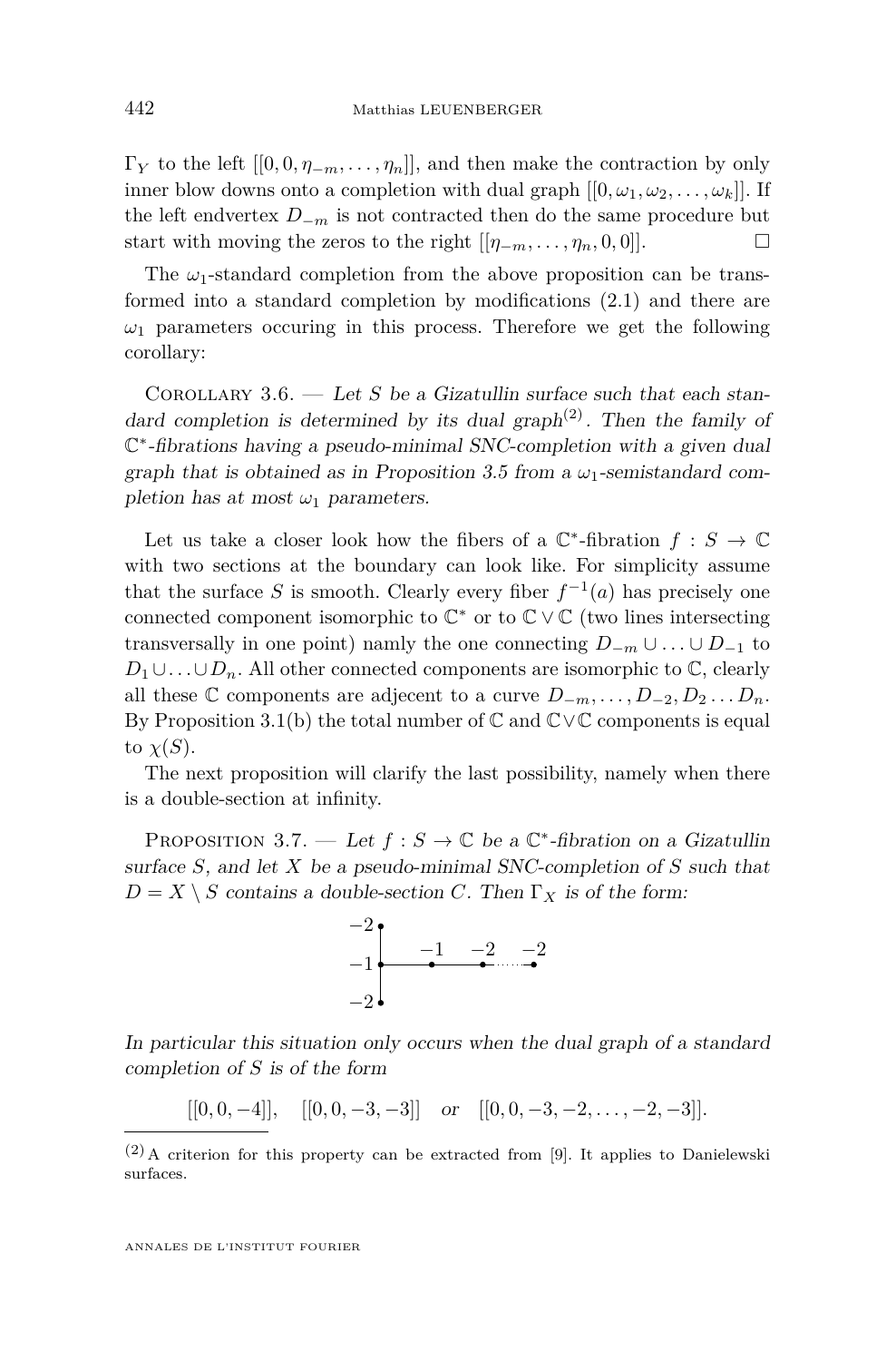$\Gamma_Y$ to the left $[[0, 0, \eta_{-m}, \ldots, \eta_n]]$, and then make the contraction by only inner blow downs onto a completion with dual graph $[[0, \omega_1, \omega_2, \ldots, \omega_k]]$. If the left endvertex $D_{-m}$ is not contracted then do the same procedure but start with moving the zeros to the right $[[\eta_{-m}, \ldots, \eta_n, 0, 0]]$. □

The $\omega_1$-standard completion from the above proposition can be transformed into a standard completion by modifications (2.1) and there are $\omega_1$ parameters occuring in this process. Therefore we get the following corollary:

Corollary 3.6. — *Let $S$ be a Gizatullin surface such that each standard completion is determined by its dual graph[(2)]. Then the family of $\mathbb{C}^*$-fibrations having a pseudo-minimal SNC-completion with a given dual graph that is obtained as in Proposition 3.5 from a $\omega_1$-semistandard completion has at most $\omega_1$ parameters.*

Let us take a closer look how the fibers of a $\mathbb{C}^*$-fibration $f : S \to \mathbb{C}$ with two sections at the boundary can look like. For simplicity assume that the surface $S$ is smooth. Clearly every fiber $f^{-1}(a)$ has precisely one connected component isomorphic to $\mathbb{C}^*$ or to $\mathbb{C} \vee \mathbb{C}$ (two lines intersecting transversally in one point) namly the one connecting $D_{-m} \cup \ldots \cup D_{-1}$ to $D_1 \cup \ldots \cup D_n$. All other connected components are isomorphic to $\mathbb{C}$, clearly all these $\mathbb{C}$ components are adjecent to a curve $D_{-m}, \ldots, D_{-2}, D_2 \ldots D_n$. By Proposition 3.1(b) the total number of $\mathbb{C}$ and $\mathbb{C} \vee \mathbb{C}$ components is equal to $\chi(S)$.

The next proposition will clarify the last possibility, namely when there is a double-section at infinity.

Proposition 3.7. — *Let $f : S \to \mathbb{C}$ be a $\mathbb{C}^*$-fibration on a Gizatullin surface $S$, and let $X$ be a pseudo-minimal SNC-completion of $S$ such that $D = X \setminus S$ contains a double-section $C$. Then $\Gamma_X$ is of the form:*

```
−2 •
   |      −1     −2      −2
−1 •------•------•......•
   |
−2 •
```

*In particular this situation only occurs when the dual graph of a standard completion of $S$ is of the form*

$$[[0, 0, -4]], \quad [[0, 0, -3, -3]] \quad \text{or} \quad [[0, 0, -3, -2, \ldots, -2, -3]].$$

(2) A criterion for this property can be extracted from [9]. It applies to Danielewski surfaces.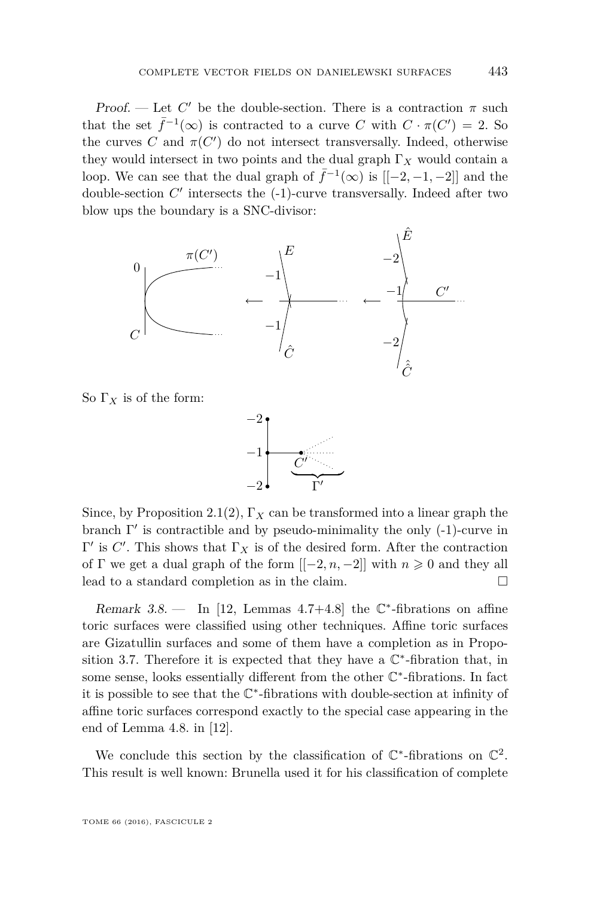*Proof.* — Let $C'$ be the double-section. There is a contraction $\pi$ such that the set $\bar{f}^{-1}(\infty)$ is contracted to a curve $C$ with $C \cdot \pi(C') = 2$. So the curves $C$ and $\pi(C')$ do not intersect transversally. Indeed, otherwise they would intersect in two points and the dual graph $\Gamma_X$ would contain a loop. We can see that the dual graph of $\bar{f}^{-1}(\infty)$ is $[[-2,-1,-2]]$ and the double-section $C'$ intersects the (-1)-curve transversally. Indeed after two blow ups the boundary is a SNC-divisor:

So $\Gamma_X$ is of the form:

Since, by Proposition 2.1(2), $\Gamma_X$ can be transformed into a linear graph the branch $\Gamma'$ is contractible and by pseudo-minimality the only (-1)-curve in $\Gamma'$ is $C'$. This shows that $\Gamma_X$ is of the desired form. After the contraction of $\Gamma$ we get a dual graph of the form $[[-2, n, -2]]$ with $n \geqslant 0$ and they all lead to a standard completion as in the claim. $\square$

*Remark 3.8.* — In [12, Lemmas 4.7+4.8] the $\mathbb{C}^*$-fibrations on affine toric surfaces were classified using other techniques. Affine toric surfaces are Gizatullin surfaces and some of them have a completion as in Proposition 3.7. Therefore it is expected that they have a $\mathbb{C}^*$-fibration that, in some sense, looks essentially different from the other $\mathbb{C}^*$-fibrations. In fact it is possible to see that the $\mathbb{C}^*$-fibrations with double-section at infinity of affine toric surfaces correspond exactly to the special case appearing in the end of Lemma 4.8. in [12].

We conclude this section by the classification of $\mathbb{C}^*$-fibrations on $\mathbb{C}^2$. This result is well known: Brunella used it for his classification of complete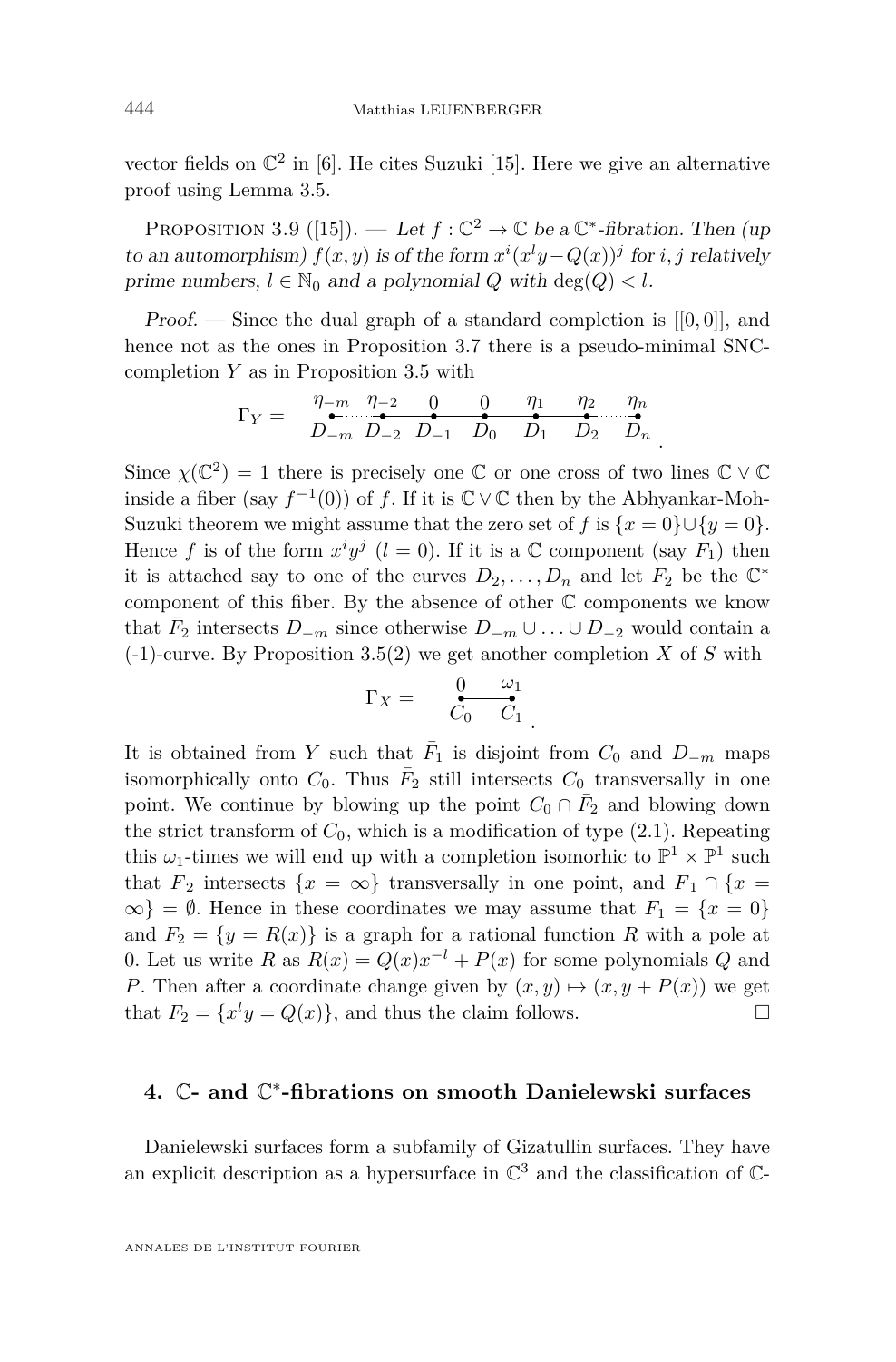vector fields on $\mathbb{C}^2$ in [6]. He cites Suzuki [15]. Here we give an alternative proof using Lemma 3.5.

Proposition 3.9 ([15]). — *Let $f : \mathbb{C}^2 \to \mathbb{C}$ be a $\mathbb{C}^*$-fibration. Then (up to an automorphism) $f(x, y)$ is of the form $x^i(x^l y - Q(x))^j$ for $i, j$ relatively prime numbers, $l \in \mathbb{N}_0$ and a polynomial $Q$ with $\deg(Q) < l$.*

*Proof.* — Since the dual graph of a standard completion is $[[0, 0]]$, and hence not as the ones in Proposition 3.7 there is a pseudo-minimal SNC-completion $Y$ as in Proposition 3.5 with

$$\Gamma_Y = \quad \overset{\eta_{-m}}{\underset{D_{-m}}{\bullet}} \cdots\cdots \overset{\eta_{-2}}{\underset{D_{-2}}{\bullet}} \!-\!\!-\! \overset{0}{\underset{D_{-1}}{\bullet}} \!-\!\!-\! \overset{0}{\underset{D_0}{\bullet}} \!-\!\!-\! \overset{\eta_1}{\underset{D_1}{\bullet}} \!-\!\!-\! \overset{\eta_2}{\underset{D_2}{\bullet}} \cdots\cdots \overset{\eta_n}{\underset{D_n}{\bullet}}\ .$$

Since $\chi(\mathbb{C}^2) = 1$ there is precisely one $\mathbb{C}$ or one cross of two lines $\mathbb{C} \vee \mathbb{C}$ inside a fiber (say $f^{-1}(0)$) of $f$. If it is $\mathbb{C} \vee \mathbb{C}$ then by the Abhyankar-Moh-Suzuki theorem we might assume that the zero set of $f$ is $\{x = 0\} \cup \{y = 0\}$. Hence $f$ is of the form $x^i y^j$ ($l = 0$). If it is a $\mathbb{C}$ component (say $F_1$) then it is attached say to one of the curves $D_2, \ldots, D_n$ and let $F_2$ be the $\mathbb{C}^*$ component of this fiber. By the absence of other $\mathbb{C}$ components we know that $\bar{F}_2$ intersects $D_{-m}$ since otherwise $D_{-m} \cup \ldots \cup D_{-2}$ would contain a (-1)-curve. By Proposition 3.5(2) we get another completion $X$ of $S$ with

$$\Gamma_X = \quad \overset{0}{\underset{C_0}{\bullet}} \!-\!\!-\! \overset{\omega_1}{\underset{C_1}{\bullet}}\ .$$

It is obtained from $Y$ such that $\bar{F}_1$ is disjoint from $C_0$ and $D_{-m}$ maps isomorphically onto $C_0$. Thus $\bar{F}_2$ still intersects $C_0$ transversally in one point. We continue by blowing up the point $C_0 \cap \bar{F}_2$ and blowing down the strict transform of $C_0$, which is a modification of type (2.1). Repeating this $\omega_1$-times we will end up with a completion isomorhic to $\mathbb{P}^1 \times \mathbb{P}^1$ such that $\overline{F}_2$ intersects $\{x = \infty\}$ transversally in one point, and $\overline{F}_1 \cap \{x = \infty\} = \emptyset$. Hence in these coordinates we may assume that $F_1 = \{x = 0\}$ and $F_2 = \{y = R(x)\}$ is a graph for a rational function $R$ with a pole at 0. Let us write $R$ as $R(x) = Q(x)x^{-l} + P(x)$ for some polynomials $Q$ and $P$. Then after a coordinate change given by $(x, y) \mapsto (x, y + P(x))$ we get that $F_2 = \{x^l y = Q(x)\}$, and thus the claim follows. $\square$

## 4. $\mathbb{C}$- and $\mathbb{C}^*$-fibrations on smooth Danielewski surfaces

Danielewski surfaces form a subfamily of Gizatullin surfaces. They have an explicit description as a hypersurface in $\mathbb{C}^3$ and the classification of $\mathbb{C}$-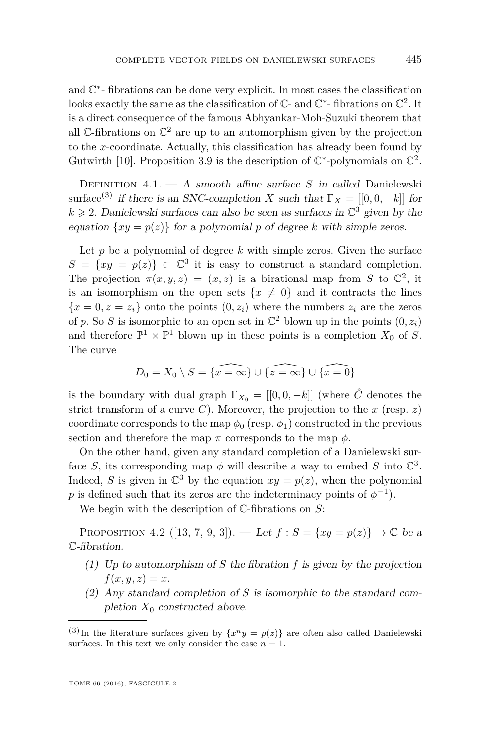and $\mathbb{C}^*$- fibrations can be done very explicit. In most cases the classification looks exactly the same as the classification of $\mathbb{C}$- and $\mathbb{C}^*$- fibrations on $\mathbb{C}^2$. It is a direct consequence of the famous Abhyankar-Moh-Suzuki theorem that all $\mathbb{C}$-fibrations on $\mathbb{C}^2$ are up to an automorphism given by the projection to the $x$-coordinate. Actually, this classification has already been found by Gutwirth [10]. Proposition 3.9 is the description of $\mathbb{C}^*$-polynomials on $\mathbb{C}^2$.

Definition 4.1. — *A smooth affine surface $S$ in called* Danielewski surface[(3)] *if there is an SNC-completion $X$ such that $\Gamma_X = [[0, 0, -k]]$ for $k \geqslant 2$. Danielewski surfaces can also be seen as surfaces in $\mathbb{C}^3$ given by the equation $\{xy = p(z)\}$ for a polynomial $p$ of degree $k$ with simple zeros.*

Let $p$ be a polynomial of degree $k$ with simple zeros. Given the surface $S = \{xy = p(z)\} \subset \mathbb{C}^3$ it is easy to construct a standard completion. The projection $\pi(x, y, z) = (x, z)$ is a birational map from $S$ to $\mathbb{C}^2$, it is an isomorphism on the open sets $\{x \neq 0\}$ and it contracts the lines $\{x = 0, z = z_i\}$ onto the points $(0, z_i)$ where the numbers $z_i$ are the zeros of $p$. So $S$ is isomorphic to an open set in $\mathbb{C}^2$ blown up in the points $(0, z_i)$ and therefore $\mathbb{P}^1 \times \mathbb{P}^1$ blown up in these points is a completion $X_0$ of $S$. The curve

$$D_0 = X_0 \setminus S = \widehat{\{x = \infty\}} \cup \widehat{\{z = \infty\}} \cup \widehat{\{x = 0\}}$$

is the boundary with dual graph $\Gamma_{X_0} = [[0, 0, -k]]$ (where $\hat{C}$ denotes the strict transform of a curve $C$). Moreover, the projection to the $x$ (resp. $z$) coordinate corresponds to the map $\phi_0$ (resp. $\phi_1$) constructed in the previous section and therefore the map $\pi$ corresponds to the map $\phi$.

On the other hand, given any standard completion of a Danielewski surface $S$, its corresponding map $\phi$ will describe a way to embed $S$ into $\mathbb{C}^3$. Indeed, $S$ is given in $\mathbb{C}^3$ by the equation $xy = p(z)$, when the polynomial $p$ is defined such that its zeros are the indeterminacy points of $\phi^{-1}$).

We begin with the description of $\mathbb{C}$-fibrations on $S$:

Proposition 4.2 ([13, 7, 9, 3]). — *Let $f : S = \{xy = p(z)\} \to \mathbb{C}$ be a $\mathbb{C}$-fibration.*

1. *Up to automorphism of $S$ the fibration $f$ is given by the projection $f(x, y, z) = x$.*
2. *Any standard completion of $S$ is isomorphic to the standard completion $X_0$ constructed above.*

---

(3) In the literature surfaces given by $\{x^n y = p(z)\}$ are often also called Danielewski surfaces. In this text we only consider the case $n = 1$.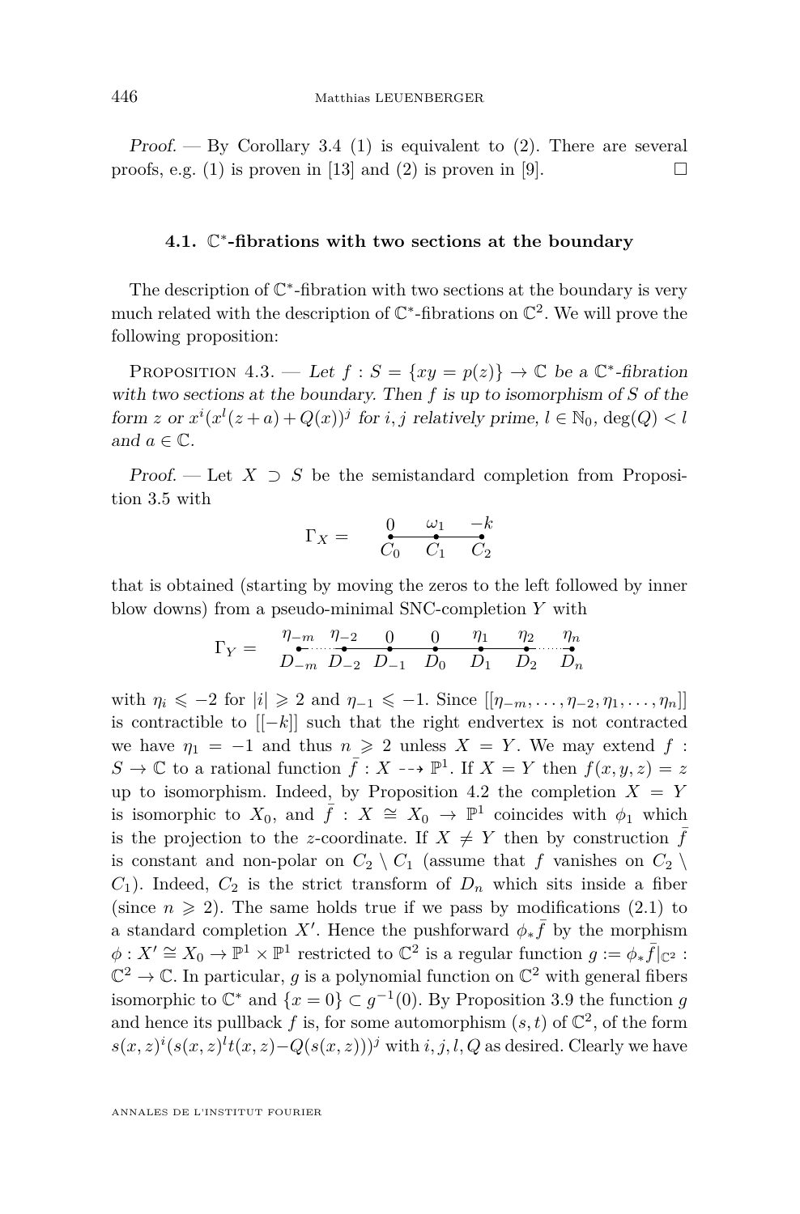*Proof.* — By Corollary 3.4 (1) is equivalent to (2). There are several proofs, e.g. (1) is proven in [13] and (2) is proven in [9]. □

### 4.1. $\mathbb{C}^*$-fibrations with two sections at the boundary

The description of $\mathbb{C}^*$-fibration with two sections at the boundary is very much related with the description of $\mathbb{C}^*$-fibrations on $\mathbb{C}^2$. We will prove the following proposition:

Proposition 4.3. — *Let $f : S = \{xy = p(z)\} \to \mathbb{C}$ be a $\mathbb{C}^*$-fibration with two sections at the boundary. Then $f$ is up to isomorphism of $S$ of the form $z$ or $x^i(x^l(z+a)+Q(x))^j$ for $i, j$ relatively prime, $l \in \mathbb{N}_0$, $\deg(Q) < l$ and $a \in \mathbb{C}$.*

*Proof.* — Let $X \supset S$ be the semistandard completion from Proposition 3.5 with

$$\Gamma_X = \quad \underset{C_0}{\overset{0}{\bullet}} \!-\!\!-\! \underset{C_1}{\overset{\omega_1}{\bullet}} \!-\!\!-\! \underset{C_2}{\overset{-k}{\bullet}}$$

that is obtained (starting by moving the zeros to the left followed by inner blow downs) from a pseudo-minimal SNC-completion $Y$ with

$$\Gamma_Y = \quad \underset{D_{-m}}{\overset{\eta_{-m}}{\bullet}} \cdots \underset{D_{-2}}{\overset{\eta_{-2}}{\bullet}} \!-\!\!-\! \underset{D_{-1}}{\overset{0}{\bullet}} \!-\!\!-\! \underset{D_0}{\overset{0}{\bullet}} \!-\!\!-\! \underset{D_1}{\overset{\eta_1}{\bullet}} \!-\!\!-\! \underset{D_2}{\overset{\eta_2}{\bullet}} \cdots \underset{D_n}{\overset{\eta_n}{\bullet}}$$

with $\eta_i \leqslant -2$ for $|i| \geqslant 2$ and $\eta_{-1} \leqslant -1$. Since $[[\eta_{-m}, \ldots, \eta_{-2}, \eta_1, \ldots, \eta_n]]$ is contractible to $[[-k]]$ such that the right endvertex is not contracted we have $\eta_1 = -1$ and thus $n \geqslant 2$ unless $X = Y$. We may extend $f : S \to \mathbb{C}$ to a rational function $\bar{f} : X \dashrightarrow \mathbb{P}^1$. If $X = Y$ then $f(x, y, z) = z$ up to isomorphism. Indeed, by Proposition 4.2 the completion $X = Y$ is isomorphic to $X_0$, and $\bar{f} : X \cong X_0 \to \mathbb{P}^1$ coincides with $\phi_1$ which is the projection to the $z$-coordinate. If $X \neq Y$ then by construction $\bar{f}$ is constant and non-polar on $C_2 \setminus C_1$ (assume that $f$ vanishes on $C_2 \setminus C_1$). Indeed, $C_2$ is the strict transform of $D_n$ which sits inside a fiber (since $n \geqslant 2$). The same holds true if we pass by modifications (2.1) to a standard completion $X'$. Hence the pushforward $\phi_* \bar{f}$ by the morphism $\phi : X' \cong X_0 \to \mathbb{P}^1 \times \mathbb{P}^1$ restricted to $\mathbb{C}^2$ is a regular function $g := \phi_* \bar{f}|_{\mathbb{C}^2} : \mathbb{C}^2 \to \mathbb{C}$. In particular, $g$ is a polynomial function on $\mathbb{C}^2$ with general fibers isomorphic to $\mathbb{C}^*$ and $\{x = 0\} \subset g^{-1}(0)$. By Proposition 3.9 the function $g$ and hence its pullback $f$ is, for some automorphism $(s, t)$ of $\mathbb{C}^2$, of the form $s(x, z)^i(s(x, z)^l t(x, z) - Q(s(x, z)))^j$ with $i, j, l, Q$ as desired. Clearly we have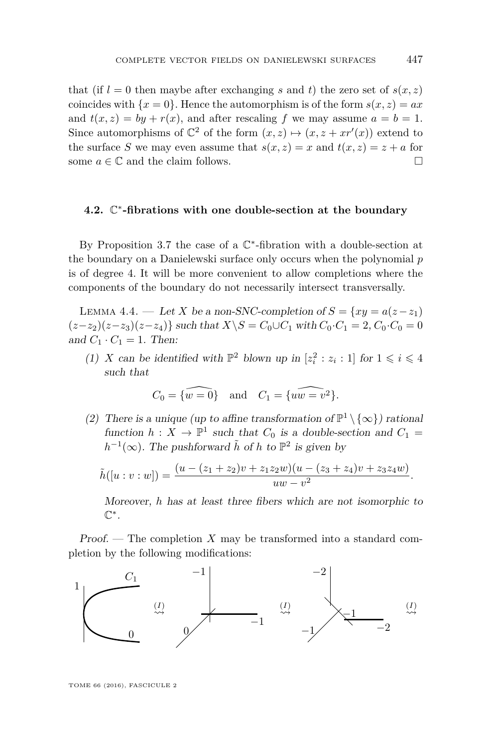that (if $l = 0$ then maybe after exchanging $s$ and $t$) the zero set of $s(x,z)$ coincides with $\{x = 0\}$. Hence the automorphism is of the form $s(x,z) = ax$ and $t(x,z) = by + r(x)$, and after rescaling $f$ we may assume $a = b = 1$. Since automorphisms of $\mathbb{C}^2$ of the form $(x,z) \mapsto (x, z + xr'(x))$ extend to the surface $S$ we may even assume that $s(x,z) = x$ and $t(x,z) = z + a$ for some $a \in \mathbb{C}$ and the claim follows. $\square$

## 4.2. $\mathbb{C}^*$-fibrations with one double-section at the boundary

By Proposition 3.7 the case of a $\mathbb{C}^*$-fibration with a double-section at the boundary on a Danielewski surface only occurs when the polynomial $p$ is of degree 4. It will be more convenient to allow completions where the components of the boundary do not necessarily intersect transversally.

Lemma 4.4. — *Let $X$ be a non-SNC-completion of $S = \{xy = a(z-z_1)(z-z_2)(z-z_3)(z-z_4)\}$ such that $X \setminus S = C_0 \cup C_1$ with $C_0 \cdot C_1 = 2$, $C_0 \cdot C_0 = 0$ and $C_1 \cdot C_1 = 1$. Then:*

(1) *$X$ can be identified with $\mathbb{P}^2$ blown up in $[z_i^2 : z_i : 1]$ for $1 \leqslant i \leqslant 4$ such that*

$$C_0 = \widehat{\{w = 0\}} \quad \text{and} \quad C_1 = \widehat{\{uw = v^2\}}.$$

(2) *There is a unique (up to affine transformation of $\mathbb{P}^1 \setminus \{\infty\}$) rational function $h : X \to \mathbb{P}^1$ such that $C_0$ is a double-section and $C_1 = h^{-1}(\infty)$. The pushforward $\tilde{h}$ of $h$ to $\mathbb{P}^2$ is given by*

$$\tilde{h}([u:v:w]) = \frac{(u - (z_1+z_2)v + z_1 z_2 w)(u - (z_3+z_4)v + z_3 z_4 w)}{uw - v^2}.$$

*Moreover, $h$ has at least three fibers which are not isomorphic to $\mathbb{C}^*$.*

*Proof.* — The completion $X$ may be transformed into a standard completion by the following modifications: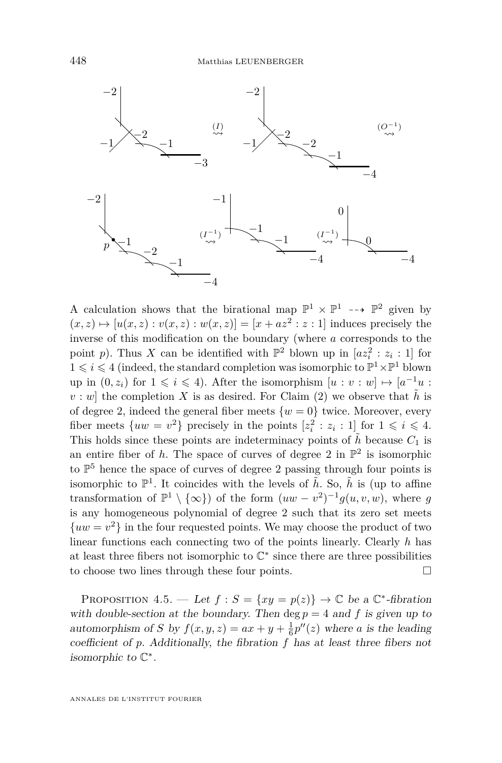A calculation shows that the birational map $\mathbb{P}^1 \times \mathbb{P}^1 \dashrightarrow \mathbb{P}^2$ given by $(x,z) \mapsto [u(x,z) : v(x,z) : w(x,z)] = [x + az^2 : z : 1]$ induces precisely the inverse of this modification on the boundary (where $a$ corresponds to the point $p$). Thus $X$ can be identified with $\mathbb{P}^2$ blown up in $[az_i^2 : z_i : 1]$ for $1 \leqslant i \leqslant 4$ (indeed, the standard completion was isomorphic to $\mathbb{P}^1 \times \mathbb{P}^1$ blown up in $(0, z_i)$ for $1 \leqslant i \leqslant 4$). After the isomorphism $[u : v : w] \mapsto [a^{-1}u : v : w]$ the completion $X$ is as desired. For Claim (2) we observe that $\tilde{h}$ is of degree 2, indeed the general fiber meets $\{w = 0\}$ twice. Moreover, every fiber meets $\{uw = v^2\}$ precisely in the points $[z_i^2 : z_i : 1]$ for $1 \leqslant i \leqslant 4$. This holds since these points are indeterminacy points of $\tilde{h}$ because $C_1$ is an entire fiber of $h$. The space of curves of degree 2 in $\mathbb{P}^2$ is isomorphic to $\mathbb{P}^5$ hence the space of curves of degree 2 passing through four points is isomorphic to $\mathbb{P}^1$. It coincides with the levels of $\tilde{h}$. So, $\tilde{h}$ is (up to affine transformation of $\mathbb{P}^1 \setminus \{\infty\}$) of the form $(uw - v^2)^{-1} g(u, v, w)$, where $g$ is any homogeneous polynomial of degree 2 such that its zero set meets $\{uw = v^2\}$ in the four requested points. We may choose the product of two linear functions each connecting two of the points linearly. Clearly $h$ has at least three fibers not isomorphic to $\mathbb{C}^*$ since there are three possibilities to choose two lines through these four points. $\square$

Proposition 4.5. — *Let $f : S = \{xy = p(z)\} \to \mathbb{C}$ be a $\mathbb{C}^*$-fibration with double-section at the boundary. Then $\deg p = 4$ and $f$ is given up to automorphism of $S$ by $f(x, y, z) = ax + y + \frac{1}{6}p''(z)$ where $a$ is the leading coefficient of $p$. Additionally, the fibration $f$ has at least three fibers not isomorphic to $\mathbb{C}^*$.*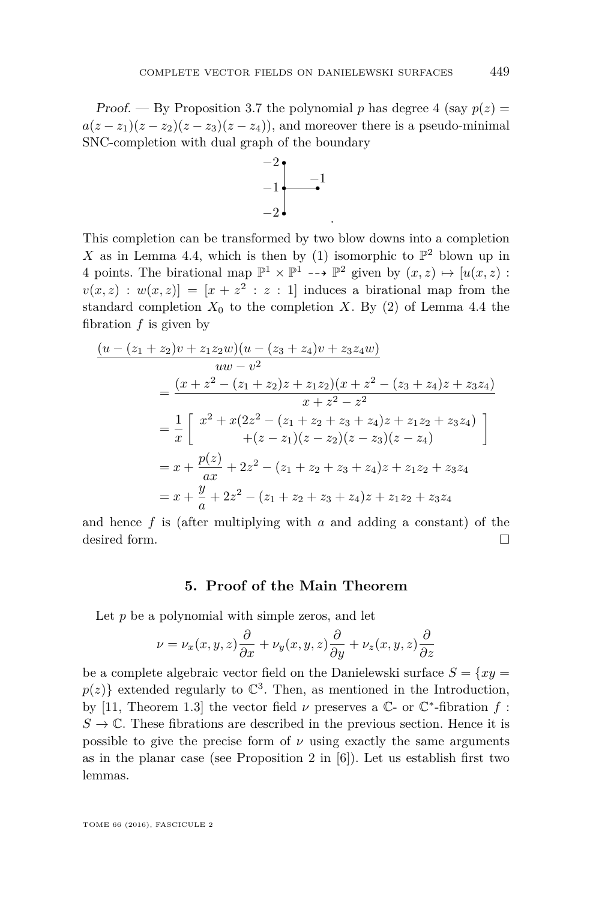*Proof.* — By Proposition 3.7 the polynomial $p$ has degree 4 (say $p(z) = a(z-z_1)(z-z_2)(z-z_3)(z-z_4)$), and moreover there is a pseudo-minimal SNC-completion with dual graph of the boundary

$$
\begin{array}{l}
-2\bullet \\
\quad | \\
-1\bullet\!\!-\!\!-\!\!-\!\!\bullet -1 \\
\quad | \\
-2\bullet
\end{array}
\quad .
$$

This completion can be transformed by two blow downs into a completion $X$ as in Lemma 4.4, which is then by (1) isomorphic to $\mathbb{P}^2$ blown up in 4 points. The birational map $\mathbb{P}^1 \times \mathbb{P}^1 \dashrightarrow \mathbb{P}^2$ given by $(x,z) \mapsto [u(x,z) : v(x,z) : w(x,z)] = [x+z^2 : z : 1]$ induces a birational map from the standard completion $X_0$ to the completion $X$. By (2) of Lemma 4.4 the fibration $f$ is given by

$$
\begin{aligned}
&\frac{(u-(z_1+z_2)v+z_1z_2w)(u-(z_3+z_4)v+z_3z_4w)}{uw-v^2} \\
&\qquad = \frac{(x+z^2-(z_1+z_2)z+z_1z_2)(x+z^2-(z_3+z_4)z+z_3z_4)}{x+z^2-z^2} \\
&\qquad = \frac{1}{x}\left[\begin{array}{c} x^2 + x(2z^2-(z_1+z_2+z_3+z_4)z+z_1z_2+z_3z_4) \\ +(z-z_1)(z-z_2)(z-z_3)(z-z_4) \end{array}\right] \\
&\qquad = x + \frac{p(z)}{ax} + 2z^2 - (z_1+z_2+z_3+z_4)z + z_1z_2 + z_3z_4 \\
&\qquad = x + \frac{y}{a} + 2z^2 - (z_1+z_2+z_3+z_4)z + z_1z_2 + z_3z_4
\end{aligned}
$$

and hence $f$ is (after multiplying with $a$ and adding a constant) of the desired form. □

## 5. Proof of the Main Theorem

Let $p$ be a polynomial with simple zeros, and let

$$
\nu = \nu_x(x,y,z)\frac{\partial}{\partial x} + \nu_y(x,y,z)\frac{\partial}{\partial y} + \nu_z(x,y,z)\frac{\partial}{\partial z}
$$

be a complete algebraic vector field on the Danielewski surface $S = \{xy = p(z)\}$ extended regularly to $\mathbb{C}^3$. Then, as mentioned in the Introduction, by [11, Theorem 1.3] the vector field $\nu$ preserves a $\mathbb{C}$- or $\mathbb{C}^*$-fibration $f : S \to \mathbb{C}$. These fibrations are described in the previous section. Hence it is possible to give the precise form of $\nu$ using exactly the same arguments as in the planar case (see Proposition 2 in [6]). Let us establish first two lemmas.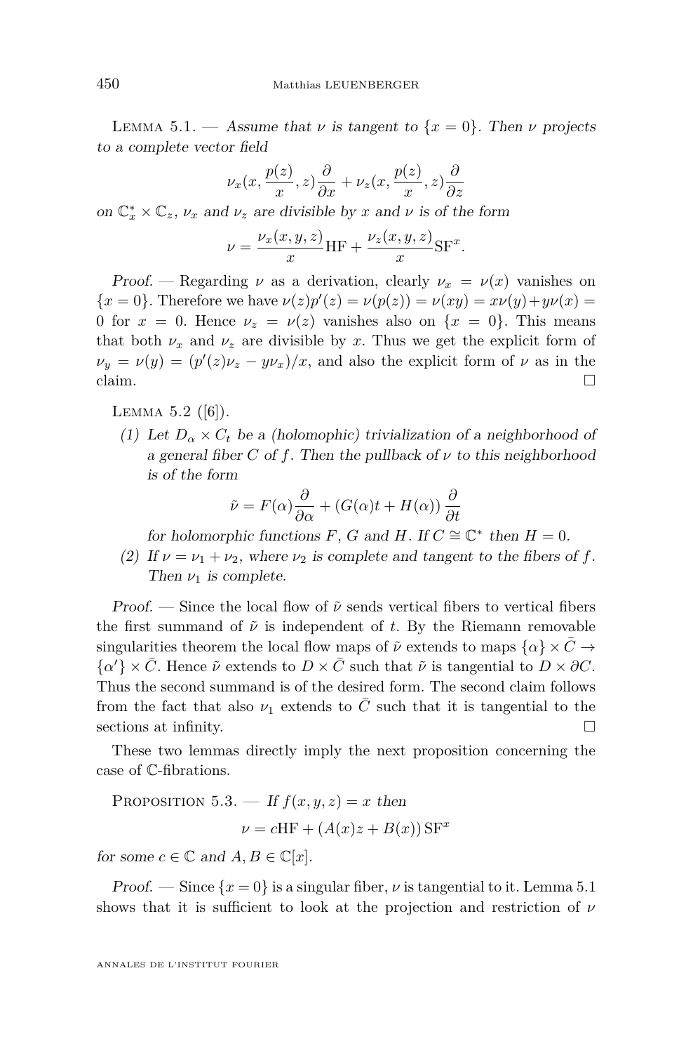Lemma 5.1. — *Assume that $\nu$ is tangent to $\{x=0\}$. Then $\nu$ projects to a complete vector field*

$$\nu_x(x, \frac{p(z)}{x}, z)\frac{\partial}{\partial x} + \nu_z(x, \frac{p(z)}{x}, z)\frac{\partial}{\partial z}$$

*on $\mathbb{C}_x^* \times \mathbb{C}_z$, $\nu_x$ and $\nu_z$ are divisible by $x$ and $\nu$ is of the form*

$$\nu = \frac{\nu_x(x,y,z)}{x}\mathrm{HF} + \frac{\nu_z(x,y,z)}{x}\mathrm{SF}^x.$$

*Proof.* — Regarding $\nu$ as a derivation, clearly $\nu_x = \nu(x)$ vanishes on $\{x=0\}$. Therefore we have $\nu(z)p'(z) = \nu(p(z)) = \nu(xy) = x\nu(y) + y\nu(x) = 0$ for $x=0$. Hence $\nu_z = \nu(z)$ vanishes also on $\{x=0\}$. This means that both $\nu_x$ and $\nu_z$ are divisible by $x$. Thus we get the explicit form of $\nu_y = \nu(y) = (p'(z)\nu_z - y\nu_x)/x$, and also the explicit form of $\nu$ as in the claim. □

Lemma 5.2 ([6]).

(1) *Let $D_\alpha \times C_t$ be a (holomophic) trivialization of a neighborhood of a general fiber $C$ of $f$. Then the pullback of $\nu$ to this neighborhood is of the form*

$$\tilde{\nu} = F(\alpha)\frac{\partial}{\partial \alpha} + (G(\alpha)t + H(\alpha))\frac{\partial}{\partial t}$$

*for holomorphic functions $F$, $G$ and $H$. If $C \cong \mathbb{C}^*$ then $H=0$.*

(2) *If $\nu = \nu_1 + \nu_2$, where $\nu_2$ is complete and tangent to the fibers of $f$. Then $\nu_1$ is complete.*

*Proof.* — Since the local flow of $\tilde{\nu}$ sends vertical fibers to vertical fibers the first summand of $\tilde{\nu}$ is independent of $t$. By the Riemann removable singularities theorem the local flow maps of $\tilde{\nu}$ extends to maps $\{\alpha\} \times \bar{C} \to \{\alpha'\} \times \bar{C}$. Hence $\tilde{\nu}$ extends to $D \times \bar{C}$ such that $\tilde{\nu}$ is tangential to $D \times \partial C$. Thus the second summand is of the desired form. The second claim follows from the fact that also $\nu_1$ extends to $\bar{C}$ such that it is tangential to the sections at infinity. □

These two lemmas directly imply the next proposition concerning the case of $\mathbb{C}$-fibrations.

Proposition 5.3. — *If $f(x,y,z) = x$ then*

$$\nu = c\mathrm{HF} + (A(x)z + B(x))\,\mathrm{SF}^x$$

*for some $c \in \mathbb{C}$ and $A, B \in \mathbb{C}[x]$.*

*Proof.* — Since $\{x=0\}$ is a singular fiber, $\nu$ is tangential to it. Lemma 5.1 shows that it is sufficient to look at the projection and restriction of $\nu$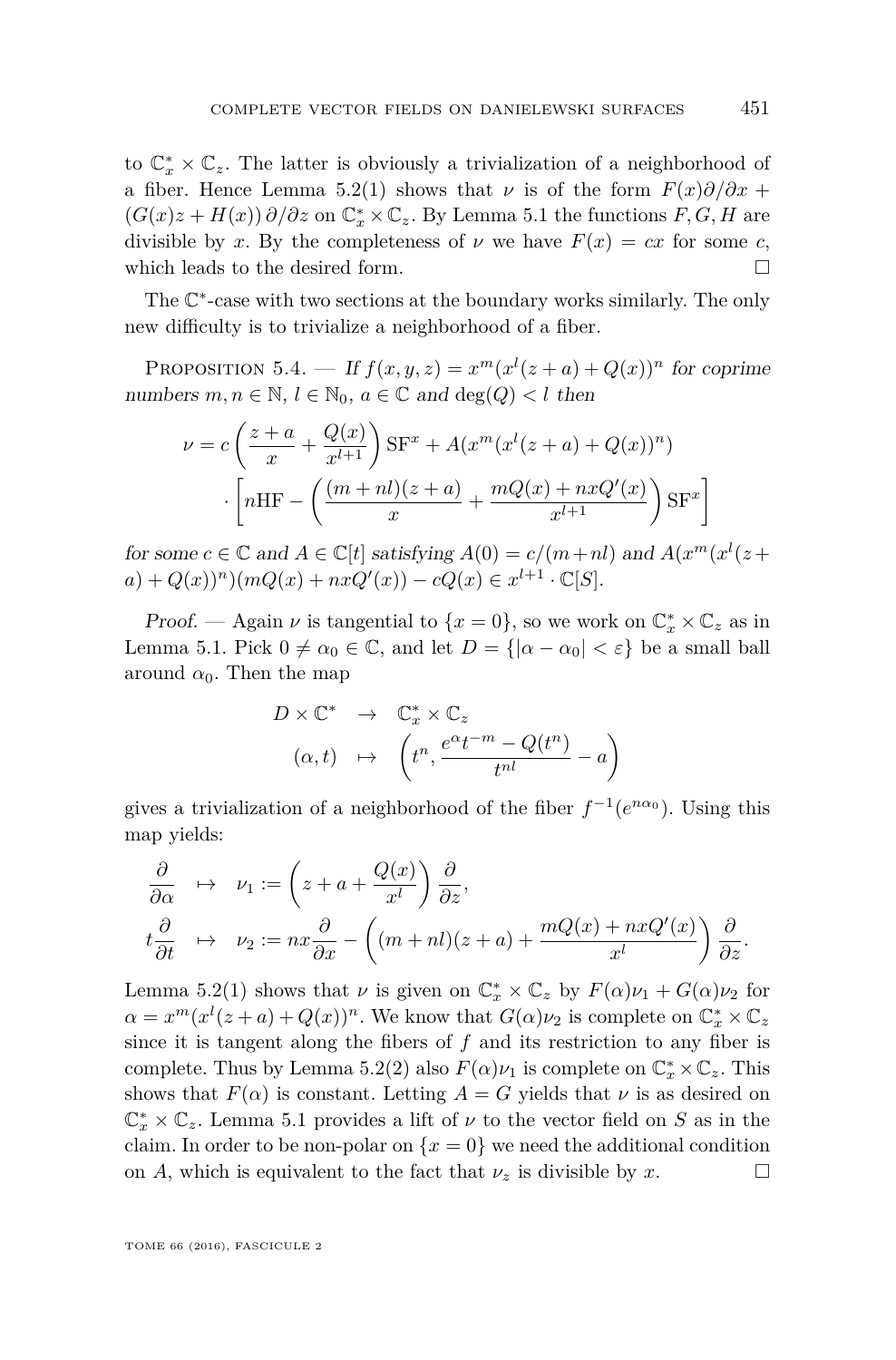to $\mathbb{C}_x^* \times \mathbb{C}_z$. The latter is obviously a trivialization of a neighborhood of a fiber. Hence Lemma 5.2(1) shows that $\nu$ is of the form $F(x)\partial/\partial x + (G(x)z + H(x))\,\partial/\partial z$ on $\mathbb{C}_x^* \times \mathbb{C}_z$. By Lemma 5.1 the functions $F, G, H$ are divisible by $x$. By the completeness of $\nu$ we have $F(x) = cx$ for some $c$, which leads to the desired form. □

The $\mathbb{C}^*$-case with two sections at the boundary works similarly. The only new difficulty is to trivialize a neighborhood of a fiber.

Proposition 5.4. — *If $f(x, y, z) = x^m(x^l(z + a) + Q(x))^n$ for coprime numbers $m, n \in \mathbb{N}$, $l \in \mathbb{N}_0$, $a \in \mathbb{C}$ and $\deg(Q) < l$ then*

$$
\begin{aligned}
\nu = c\left(\frac{z+a}{x} + \frac{Q(x)}{x^{l+1}}\right)\mathrm{SF}^x + A(x^m(x^l(z+a) + Q(x))^n) \\
\cdot \left[n\mathrm{HF} - \left(\frac{(m+nl)(z+a)}{x} + \frac{mQ(x) + nxQ'(x)}{x^{l+1}}\right)\mathrm{SF}^x\right]
\end{aligned}
$$

*for some $c \in \mathbb{C}$ and $A \in \mathbb{C}[t]$ satisfying $A(0) = c/(m+nl)$ and $A(x^m(x^l(z + a) + Q(x))^n)(mQ(x) + nxQ'(x)) - cQ(x) \in x^{l+1} \cdot \mathbb{C}[S]$.*

*Proof.* — Again $\nu$ is tangential to $\{x = 0\}$, so we work on $\mathbb{C}_x^* \times \mathbb{C}_z$ as in Lemma 5.1. Pick $0 \neq \alpha_0 \in \mathbb{C}$, and let $D = \{|\alpha - \alpha_0| < \varepsilon\}$ be a small ball around $\alpha_0$. Then the map

$$
\begin{aligned}
D \times \mathbb{C}^* \quad &\to \quad \mathbb{C}_x^* \times \mathbb{C}_z \\
(\alpha, t) \quad &\mapsto \quad \left(t^n, \frac{e^\alpha t^{-m} - Q(t^n)}{t^{nl}} - a\right)
\end{aligned}
$$

gives a trivialization of a neighborhood of the fiber $f^{-1}(e^{n\alpha_0})$. Using this map yields:

$$
\begin{aligned}
\frac{\partial}{\partial \alpha} \quad &\mapsto \quad \nu_1 := \left(z + a + \frac{Q(x)}{x^l}\right)\frac{\partial}{\partial z}, \\
t\frac{\partial}{\partial t} \quad &\mapsto \quad \nu_2 := nx\frac{\partial}{\partial x} - \left((m+nl)(z+a) + \frac{mQ(x) + nxQ'(x)}{x^l}\right)\frac{\partial}{\partial z}.
\end{aligned}
$$

Lemma 5.2(1) shows that $\nu$ is given on $\mathbb{C}_x^* \times \mathbb{C}_z$ by $F(\alpha)\nu_1 + G(\alpha)\nu_2$ for $\alpha = x^m(x^l(z+a) + Q(x))^n$. We know that $G(\alpha)\nu_2$ is complete on $\mathbb{C}_x^* \times \mathbb{C}_z$ since it is tangent along the fibers of $f$ and its restriction to any fiber is complete. Thus by Lemma 5.2(2) also $F(\alpha)\nu_1$ is complete on $\mathbb{C}_x^* \times \mathbb{C}_z$. This shows that $F(\alpha)$ is constant. Letting $A = G$ yields that $\nu$ is as desired on $\mathbb{C}_x^* \times \mathbb{C}_z$. Lemma 5.1 provides a lift of $\nu$ to the vector field on $S$ as in the claim. In order to be non-polar on $\{x = 0\}$ we need the additional condition on $A$, which is equivalent to the fact that $\nu_z$ is divisible by $x$. □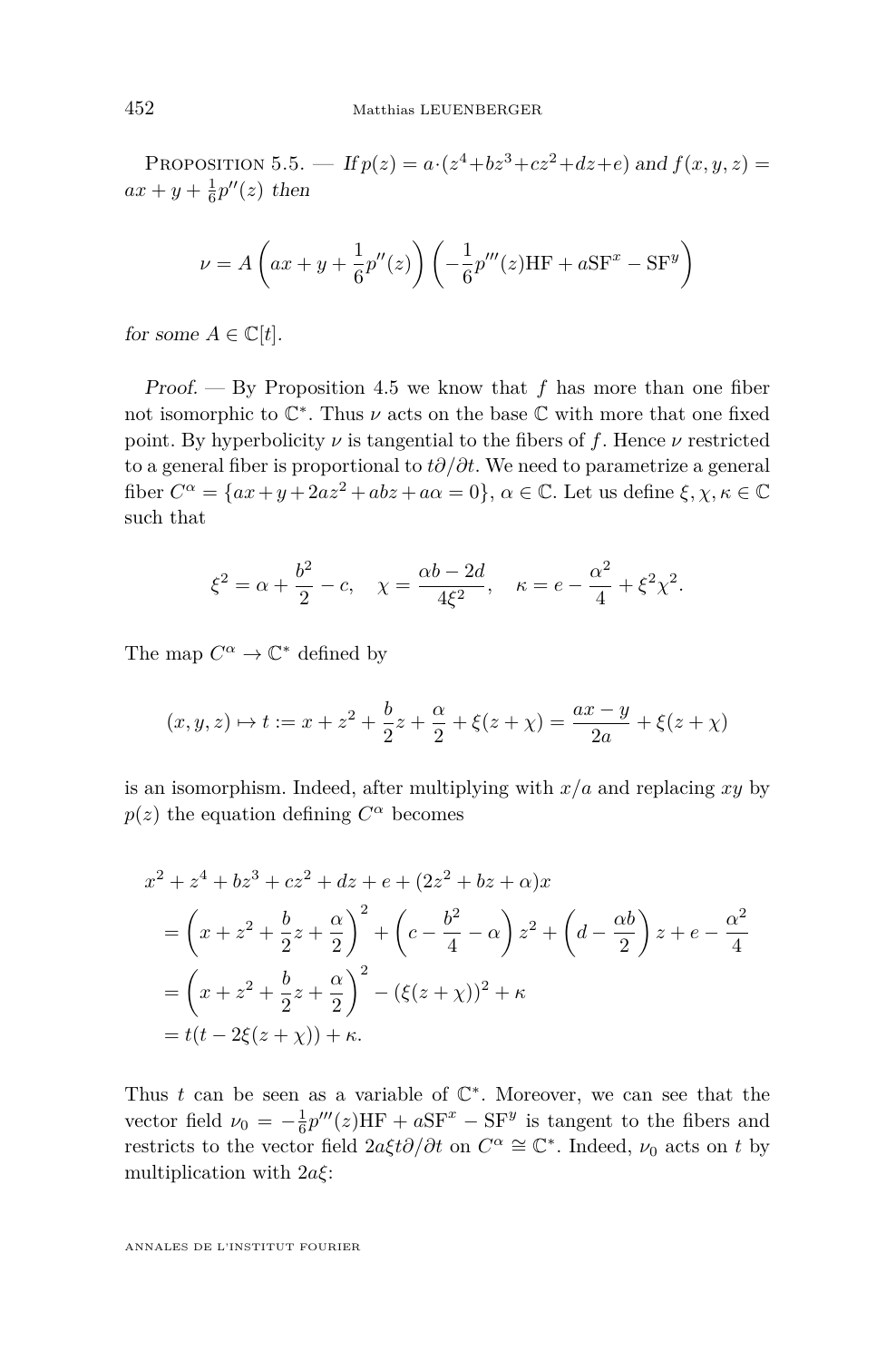Proposition 5.5. — *If $p(z) = a\cdot(z^4+bz^3+cz^2+dz+e)$ and $f(x,y,z) = ax + y + \frac{1}{6}p''(z)$ then*

$$\nu = A\left(ax + y + \frac{1}{6}p''(z)\right)\left(-\frac{1}{6}p'''(z)\mathrm{HF} + a\mathrm{SF}^x - \mathrm{SF}^y\right)$$

*for some $A \in \mathbb{C}[t]$.*

*Proof.* — By Proposition 4.5 we know that $f$ has more than one fiber not isomorphic to $\mathbb{C}^*$. Thus $\nu$ acts on the base $\mathbb{C}$ with more that one fixed point. By hyperbolicity $\nu$ is tangential to the fibers of $f$. Hence $\nu$ restricted to a general fiber is proportional to $t\partial/\partial t$. We need to parametrize a general fiber $C^\alpha = \{ax+y+2az^2+abz+a\alpha = 0\}$, $\alpha \in \mathbb{C}$. Let us define $\xi, \chi, \kappa \in \mathbb{C}$ such that

$$\xi^2 = \alpha + \frac{b^2}{2} - c, \quad \chi = \frac{\alpha b - 2d}{4\xi^2}, \quad \kappa = e - \frac{\alpha^2}{4} + \xi^2\chi^2.$$

The map $C^\alpha \to \mathbb{C}^*$ defined by

$$(x,y,z) \mapsto t := x + z^2 + \frac{b}{2}z + \frac{\alpha}{2} + \xi(z+\chi) = \frac{ax-y}{2a} + \xi(z+\chi)$$

is an isomorphism. Indeed, after multiplying with $x/a$ and replacing $xy$ by $p(z)$ the equation defining $C^\alpha$ becomes

$$\begin{aligned}
&x^2 + z^4 + bz^3 + cz^2 + dz + e + (2z^2 + bz + \alpha)x \\
&= \left(x + z^2 + \frac{b}{2}z + \frac{\alpha}{2}\right)^2 + \left(c - \frac{b^2}{4} - \alpha\right)z^2 + \left(d - \frac{\alpha b}{2}\right)z + e - \frac{\alpha^2}{4} \\
&= \left(x + z^2 + \frac{b}{2}z + \frac{\alpha}{2}\right)^2 - (\xi(z+\chi))^2 + \kappa \\
&= t(t - 2\xi(z+\chi)) + \kappa.
\end{aligned}$$

Thus $t$ can be seen as a variable of $\mathbb{C}^*$. Moreover, we can see that the vector field $\nu_0 = -\frac{1}{6}p'''(z)\mathrm{HF} + a\mathrm{SF}^x - \mathrm{SF}^y$ is tangent to the fibers and restricts to the vector field $2a\xi t\partial/\partial t$ on $C^\alpha \cong \mathbb{C}^*$. Indeed, $\nu_0$ acts on $t$ by multiplication with $2a\xi$: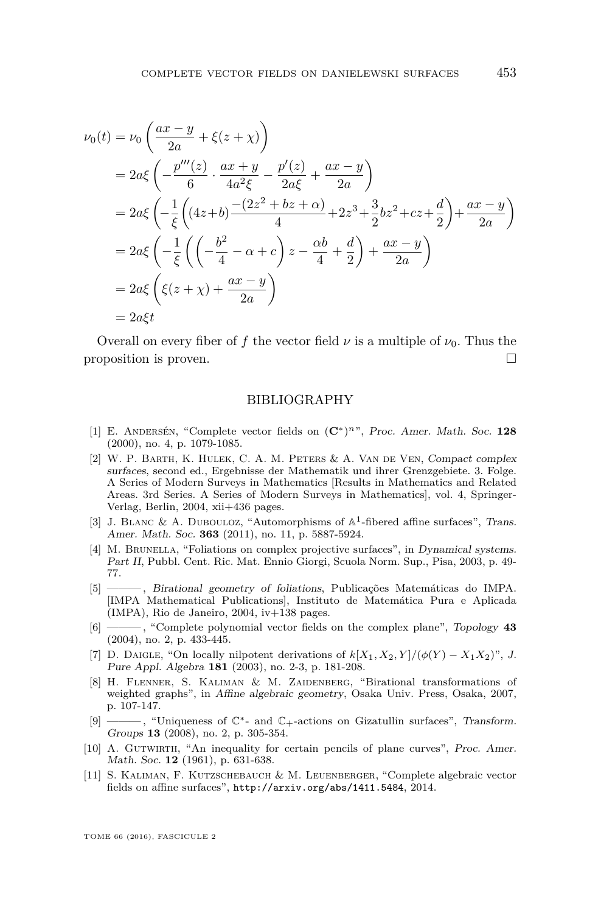$$
\begin{aligned}
\nu_0(t) &= \nu_0\left(\frac{ax-y}{2a}+\xi(z+\chi)\right)\\
&= 2a\xi\left(-\frac{p'''(z)}{6}\cdot\frac{ax+y}{4a^2\xi}-\frac{p'(z)}{2a\xi}+\frac{ax-y}{2a}\right)\\
&= 2a\xi\left(-\frac{1}{\xi}\left((4z+b)\frac{-(2z^2+bz+\alpha)}{4}+2z^3+\frac{3}{2}bz^2+cz+\frac{d}{2}\right)+\frac{ax-y}{2a}\right)\\
&= 2a\xi\left(-\frac{1}{\xi}\left(\left(-\frac{b^2}{4}-\alpha+c\right)z-\frac{\alpha b}{4}+\frac{d}{2}\right)+\frac{ax-y}{2a}\right)\\
&= 2a\xi\left(\xi(z+\chi)+\frac{ax-y}{2a}\right)\\
&= 2a\xi t
\end{aligned}
$$

Overall on every fiber of $f$ the vector field $\nu$ is a multiple of $\nu_0$. Thus the proposition is proven. □

## BIBLIOGRAPHY

[1] E. Andersén, "Complete vector fields on $(\mathbf{C}^*)^n$", *Proc. Amer. Math. Soc.* **128** (2000), no. 4, p. 1079-1085.

[2] W. P. Barth, K. Hulek, C. A. M. Peters & A. Van de Ven, *Compact complex surfaces*, second ed., Ergebnisse der Mathematik und ihrer Grenzgebiete. 3. Folge. A Series of Modern Surveys in Mathematics [Results in Mathematics and Related Areas. 3rd Series. A Series of Modern Surveys in Mathematics], vol. 4, Springer-Verlag, Berlin, 2004, xii+436 pages.

[3] J. Blanc & A. Dubouloz, "Automorphisms of $\mathbb{A}^1$-fibered affine surfaces", *Trans. Amer. Math. Soc.* **363** (2011), no. 11, p. 5887-5924.

[4] M. Brunella, "Foliations on complex projective surfaces", in *Dynamical systems. Part II*, Pubbl. Cent. Ric. Mat. Ennio Giorgi, Scuola Norm. Sup., Pisa, 2003, p. 49-77.

[5] ———, *Birational geometry of foliations*, Publicações Matemáticas do IMPA. [IMPA Mathematical Publications], Instituto de Matemática Pura e Aplicada (IMPA), Rio de Janeiro, 2004, iv+138 pages.

[6] ———, "Complete polynomial vector fields on the complex plane", *Topology* **43** (2004), no. 2, p. 433-445.

[7] D. Daigle, "On locally nilpotent derivations of $k[X_1, X_2, Y]/(\phi(Y) - X_1X_2)$", *J. Pure Appl. Algebra* **181** (2003), no. 2-3, p. 181-208.

[8] H. Flenner, S. Kaliman & M. Zaidenberg, "Birational transformations of weighted graphs", in *Affine algebraic geometry*, Osaka Univ. Press, Osaka, 2007, p. 107-147.

[9] ———, "Uniqueness of $\mathbb{C}^*$- and $\mathbb{C}_+$-actions on Gizatullin surfaces", *Transform. Groups* **13** (2008), no. 2, p. 305-354.

[10] A. Gutwirth, "An inequality for certain pencils of plane curves", *Proc. Amer. Math. Soc.* **12** (1961), p. 631-638.

[11] S. Kaliman, F. Kutzschebauch & M. Leuenberger, "Complete algebraic vector fields on affine surfaces", http://arxiv.org/abs/1411.5484, 2014.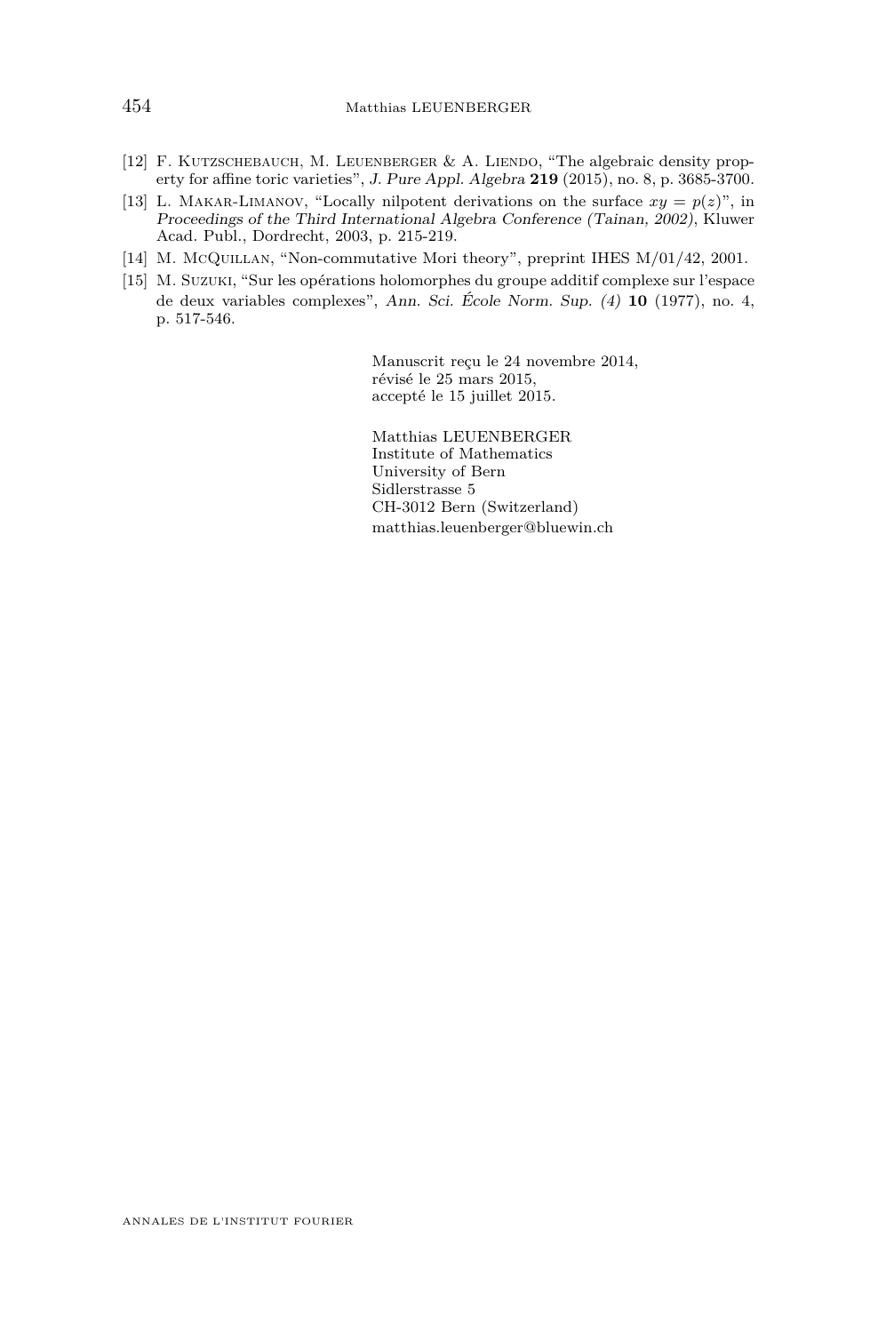[12] F. Kutzschebauch, M. Leuenberger & A. Liendo, "The algebraic density property for affine toric varieties", *J. Pure Appl. Algebra* **219** (2015), no. 8, p. 3685-3700.

[13] L. Makar-Limanov, "Locally nilpotent derivations on the surface $xy = p(z)$", in *Proceedings of the Third International Algebra Conference (Tainan, 2002)*, Kluwer Acad. Publ., Dordrecht, 2003, p. 215-219.

[14] M. McQuillan, "Non-commutative Mori theory", preprint IHES M/01/42, 2001.

[15] M. Suzuki, "Sur les opérations holomorphes du groupe additif complexe sur l'espace de deux variables complexes", *Ann. Sci. École Norm. Sup. (4)* **10** (1977), no. 4, p. 517-546.

Manuscrit reçu le 24 novembre 2014,
révisé le 25 mars 2015,
accepté le 15 juillet 2015.

Matthias LEUENBERGER
Institute of Mathematics
University of Bern
Sidlerstrasse 5
CH-3012 Bern (Switzerland)
matthias.leuenberger@bluewin.ch